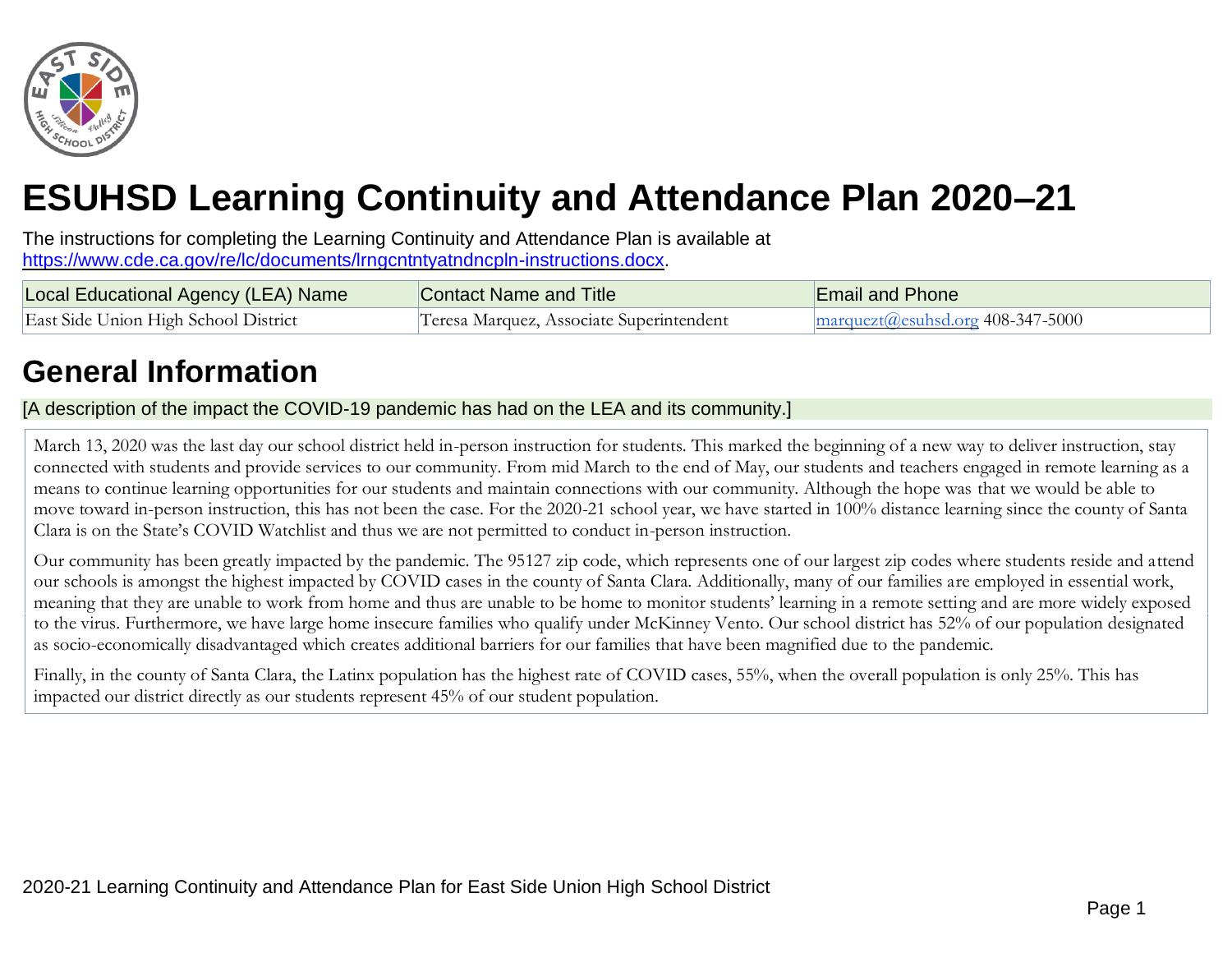# ESUHSD Learning Continuity and Attendance Plan 2020–21

The instructions for completing the Learning Continuity and Attendance Plan is available at https://www.cde.ca.gov/re/lc/documents/lrngcntntyatndncpln-instructions.docx.

| Local Educational Agency (LEA) Name | Contact Name and Title | Email and Phone |
|---|---|---|
| East Side Union High School District | Teresa Marquez, Associate Superintendent | marquezt@esuhsd.org 408-347-5000 |

## General Information

[A description of the impact the COVID-19 pandemic has had on the LEA and its community.]

March 13, 2020 was the last day our school district held in-person instruction for students. This marked the beginning of a new way to deliver instruction, stay connected with students and provide services to our community. From mid March to the end of May, our students and teachers engaged in remote learning as a means to continue learning opportunities for our students and maintain connections with our community. Although the hope was that we would be able to move toward in-person instruction, this has not been the case. For the 2020-21 school year, we have started in 100% distance learning since the county of Santa Clara is on the State's COVID Watchlist and thus we are not permitted to conduct in-person instruction.

Our community has been greatly impacted by the pandemic. The 95127 zip code, which represents one of our largest zip codes where students reside and attend our schools is amongst the highest impacted by COVID cases in the county of Santa Clara. Additionally, many of our families are employed in essential work, meaning that they are unable to work from home and thus are unable to be home to monitor students' learning in a remote setting and are more widely exposed to the virus. Furthermore, we have large home insecure families who qualify under McKinney Vento. Our school district has 52% of our population designated as socio-economically disadvantaged which creates additional barriers for our families that have been magnified due to the pandemic.

Finally, in the county of Santa Clara, the Latinx population has the highest rate of COVID cases, 55%, when the overall population is only 25%. This has impacted our district directly as our students represent 45% of our student population.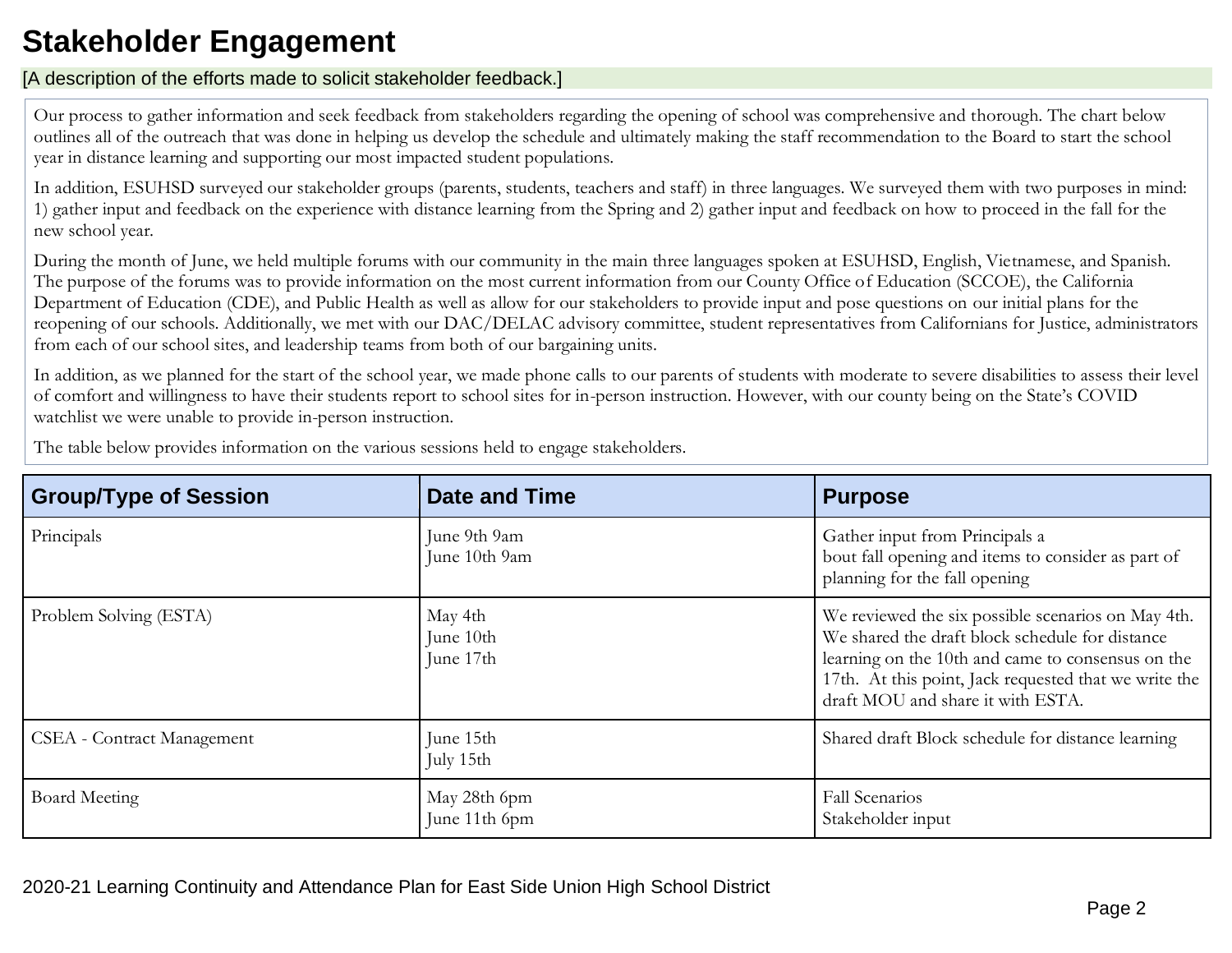# Stakeholder Engagement

[A description of the efforts made to solicit stakeholder feedback.]

Our process to gather information and seek feedback from stakeholders regarding the opening of school was comprehensive and thorough. The chart below outlines all of the outreach that was done in helping us develop the schedule and ultimately making the staff recommendation to the Board to start the school year in distance learning and supporting our most impacted student populations.

In addition, ESUHSD surveyed our stakeholder groups (parents, students, teachers and staff) in three languages. We surveyed them with two purposes in mind: 1) gather input and feedback on the experience with distance learning from the Spring and 2) gather input and feedback on how to proceed in the fall for the new school year.

During the month of June, we held multiple forums with our community in the main three languages spoken at ESUHSD, English, Vietnamese, and Spanish. The purpose of the forums was to provide information on the most current information from our County Office of Education (SCCOE), the California Department of Education (CDE), and Public Health as well as allow for our stakeholders to provide input and pose questions on our initial plans for the reopening of our schools. Additionally, we met with our DAC/DELAC advisory committee, student representatives from Californians for Justice, administrators from each of our school sites, and leadership teams from both of our bargaining units.

In addition, as we planned for the start of the school year, we made phone calls to our parents of students with moderate to severe disabilities to assess their level of comfort and willingness to have their students report to school sites for in-person instruction. However, with our county being on the State's COVID watchlist we were unable to provide in-person instruction.

The table below provides information on the various sessions held to engage stakeholders.

| Group/Type of Session | Date and Time | Purpose |
|---|---|---|
| Principals | June 9th 9am<br>June 10th 9am | Gather input from Principals about fall opening and items to consider as part of planning for the fall opening |
| Problem Solving (ESTA) | May 4th<br>June 10th<br>June 17th | We reviewed the six possible scenarios on May 4th. We shared the draft block schedule for distance learning on the 10th and came to consensus on the 17th. At this point, Jack requested that we write the draft MOU and share it with ESTA. |
| CSEA - Contract Management | June 15th<br>July 15th | Shared draft Block schedule for distance learning |
| Board Meeting | May 28th 6pm<br>June 11th 6pm | Fall Scenarios<br>Stakeholder input |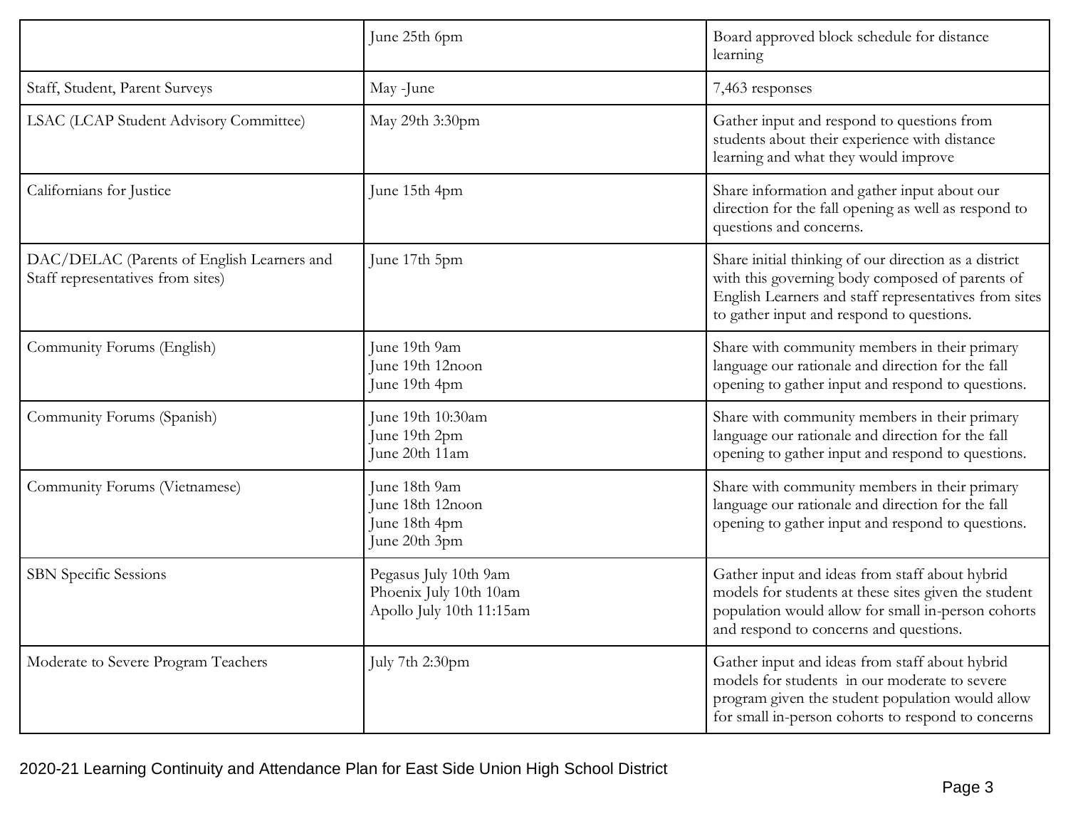| | | |
|---|---|---|
| | June 25th 6pm | Board approved block schedule for distance learning |
| Staff, Student, Parent Surveys | May -June | 7,463 responses |
| LSAC (LCAP Student Advisory Committee) | May 29th 3:30pm | Gather input and respond to questions from students about their experience with distance learning and what they would improve |
| Californians for Justice | June 15th 4pm | Share information and gather input about our direction for the fall opening as well as respond to questions and concerns. |
| DAC/DELAC (Parents of English Learners and Staff representatives from sites) | June 17th 5pm | Share initial thinking of our direction as a district with this governing body composed of parents of English Learners and staff representatives from sites to gather input and respond to questions. |
| Community Forums (English) | June 19th 9am<br>June 19th 12noon<br>June 19th 4pm | Share with community members in their primary language our rationale and direction for the fall opening to gather input and respond to questions. |
| Community Forums (Spanish) | June 19th 10:30am<br>June 19th 2pm<br>June 20th 11am | Share with community members in their primary language our rationale and direction for the fall opening to gather input and respond to questions. |
| Community Forums (Vietnamese) | June 18th 9am<br>June 18th 12noon<br>June 18th 4pm<br>June 20th 3pm | Share with community members in their primary language our rationale and direction for the fall opening to gather input and respond to questions. |
| SBN Specific Sessions | Pegasus July 10th 9am<br>Phoenix July 10th 10am<br>Apollo July 10th 11:15am | Gather input and ideas from staff about hybrid models for students at these sites given the student population would allow for small in-person cohorts and respond to concerns and questions. |
| Moderate to Severe Program Teachers | July 7th 2:30pm | Gather input and ideas from staff about hybrid models for students in our moderate to severe program given the student population would allow for small in-person cohorts to respond to concerns |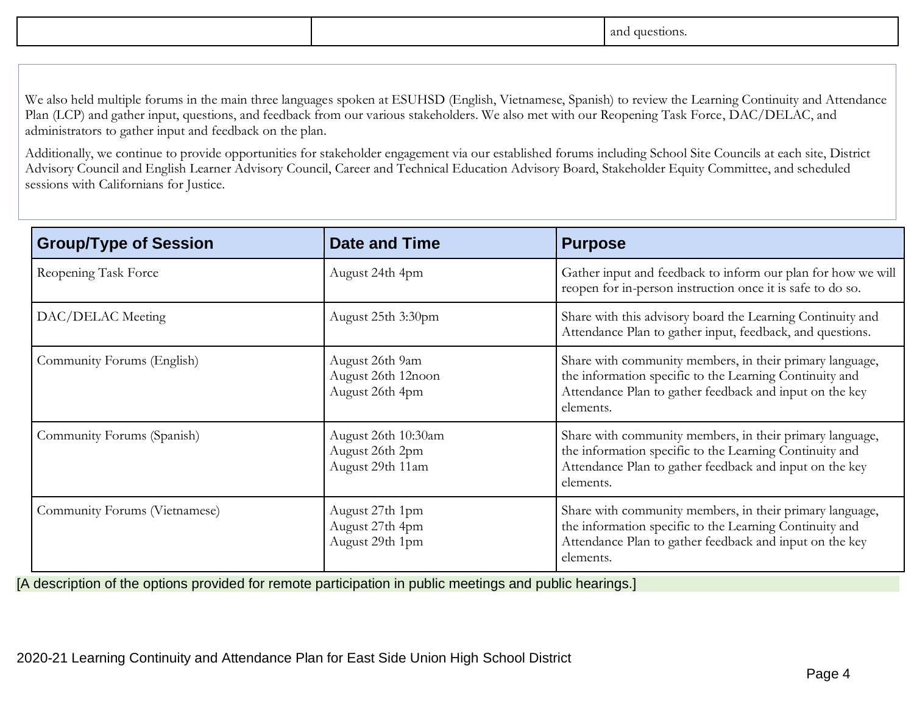| | | and questions. |
|---|---|---|

We also held multiple forums in the main three languages spoken at ESUHSD (English, Vietnamese, Spanish) to review the Learning Continuity and Attendance Plan (LCP) and gather input, questions, and feedback from our various stakeholders. We also met with our Reopening Task Force, DAC/DELAC, and administrators to gather input and feedback on the plan.

Additionally, we continue to provide opportunities for stakeholder engagement via our established forums including School Site Councils at each site, District Advisory Council and English Learner Advisory Council, Career and Technical Education Advisory Board, Stakeholder Equity Committee, and scheduled sessions with Californians for Justice.

| Group/Type of Session | Date and Time | Purpose |
|---|---|---|
| Reopening Task Force | August 24th 4pm | Gather input and feedback to inform our plan for how we will reopen for in-person instruction once it is safe to do so. |
| DAC/DELAC Meeting | August 25th 3:30pm | Share with this advisory board the Learning Continuity and Attendance Plan to gather input, feedback, and questions. |
| Community Forums (English) | August 26th 9am<br>August 26th 12noon<br>August 26th 4pm | Share with community members, in their primary language, the information specific to the Learning Continuity and Attendance Plan to gather feedback and input on the key elements. |
| Community Forums (Spanish) | August 26th 10:30am<br>August 26th 2pm<br>August 29th 11am | Share with community members, in their primary language, the information specific to the Learning Continuity and Attendance Plan to gather feedback and input on the key elements. |
| Community Forums (Vietnamese) | August 27th 1pm<br>August 27th 4pm<br>August 29th 1pm | Share with community members, in their primary language, the information specific to the Learning Continuity and Attendance Plan to gather feedback and input on the key elements. |

[A description of the options provided for remote participation in public meetings and public hearings.]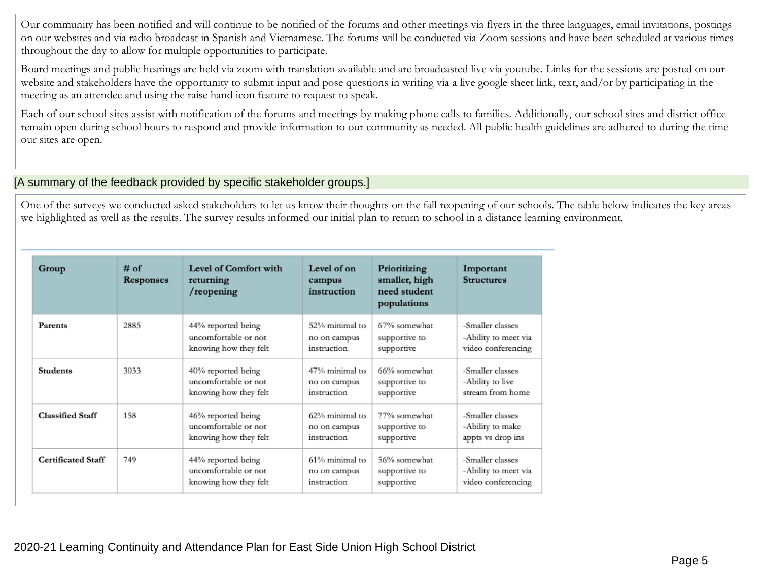Our community has been notified and will continue to be notified of the forums and other meetings via flyers in the three languages, email invitations, postings on our websites and via radio broadcast in Spanish and Vietnamese. The forums will be conducted via Zoom sessions and have been scheduled at various times throughout the day to allow for multiple opportunities to participate.

Board meetings and public hearings are held via zoom with translation available and are broadcasted live via youtube. Links for the sessions are posted on our website and stakeholders have the opportunity to submit input and pose questions in writing via a live google sheet link, text, and/or by participating in the meeting as an attendee and using the raise hand icon feature to request to speak.

Each of our school sites assist with notification of the forums and meetings by making phone calls to families. Additionally, our school sites and district office remain open during school hours to respond and provide information to our community as needed. All public health guidelines are adhered to during the time our sites are open.

[A summary of the feedback provided by specific stakeholder groups.]

One of the surveys we conducted asked stakeholders to let us know their thoughts on the fall reopening of our schools. The table below indicates the key areas we highlighted as well as the results. The survey results informed our initial plan to return to school in a distance learning environment.

| Group | # of Responses | Level of Comfort with returning /reopening | Level of on campus instruction | Prioritizing smaller, high need student populations | Important Structures |
|---|---|---|---|---|---|
| Parents | 2885 | 44% reported being uncomfortable or not knowing how they felt | 52% minimal to no on campus instruction | 67% somewhat supportive to supportive | -Smaller classes<br>-Ability to meet via video conferencing |
| Students | 3033 | 40% reported being uncomfortable or not knowing how they felt | 47% minimal to no on campus instruction | 66% somewhat supportive to supportive | -Smaller classes<br>-Ability to live stream from home |
| Classified Staff | 158 | 46% reported being uncomfortable or not knowing how they felt | 62% minimal to no on campus instruction | 77% somewhat supportive to supportive | -Smaller classes<br>-Ability to make appts vs drop ins |
| Certificated Staff | 749 | 44% reported being uncomfortable or not knowing how they felt | 61% minimal to no on campus instruction | 56% somewhat supportive to supportive | -Smaller classes<br>-Ability to meet via video conferencing |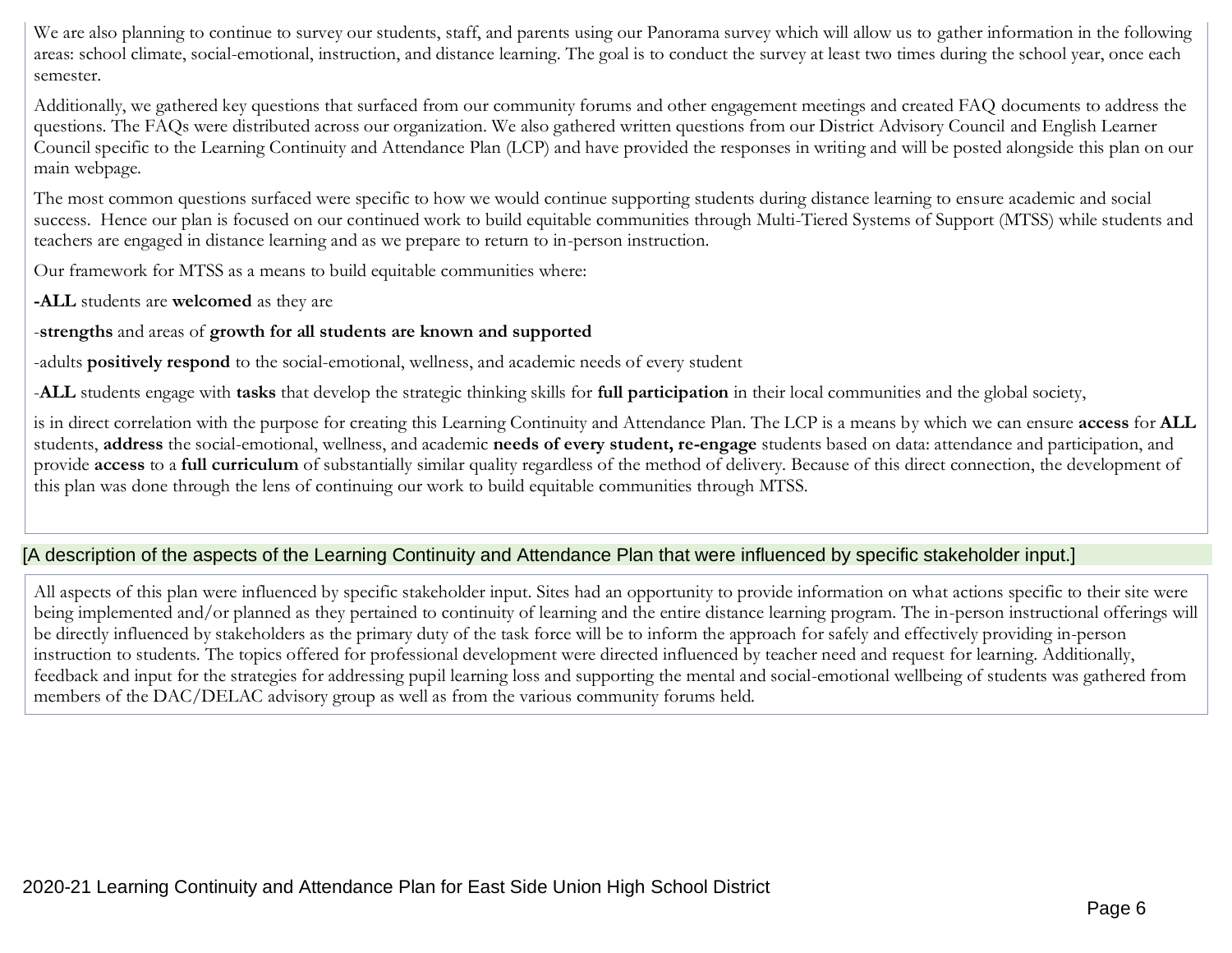We are also planning to continue to survey our students, staff, and parents using our Panorama survey which will allow us to gather information in the following areas: school climate, social-emotional, instruction, and distance learning. The goal is to conduct the survey at least two times during the school year, once each semester.

Additionally, we gathered key questions that surfaced from our community forums and other engagement meetings and created FAQ documents to address the questions. The FAQs were distributed across our organization. We also gathered written questions from our District Advisory Council and English Learner Council specific to the Learning Continuity and Attendance Plan (LCP) and have provided the responses in writing and will be posted alongside this plan on our main webpage.

The most common questions surfaced were specific to how we would continue supporting students during distance learning to ensure academic and social success. Hence our plan is focused on our continued work to build equitable communities through Multi-Tiered Systems of Support (MTSS) while students and teachers are engaged in distance learning and as we prepare to return to in-person instruction.

Our framework for MTSS as a means to build equitable communities where:

**-ALL** students are **welcomed** as they are

-**strengths** and areas of **growth for all students are known and supported**

-adults **positively respond** to the social-emotional, wellness, and academic needs of every student

-**ALL** students engage with **tasks** that develop the strategic thinking skills for **full participation** in their local communities and the global society,

is in direct correlation with the purpose for creating this Learning Continuity and Attendance Plan. The LCP is a means by which we can ensure **access** for **ALL** students, **address** the social-emotional, wellness, and academic **needs of every student, re-engage** students based on data: attendance and participation, and provide **access** to a **full curriculum** of substantially similar quality regardless of the method of delivery. Because of this direct connection, the development of this plan was done through the lens of continuing our work to build equitable communities through MTSS.

[A description of the aspects of the Learning Continuity and Attendance Plan that were influenced by specific stakeholder input.]

All aspects of this plan were influenced by specific stakeholder input. Sites had an opportunity to provide information on what actions specific to their site were being implemented and/or planned as they pertained to continuity of learning and the entire distance learning program. The in-person instructional offerings will be directly influenced by stakeholders as the primary duty of the task force will be to inform the approach for safely and effectively providing in-person instruction to students. The topics offered for professional development were directed influenced by teacher need and request for learning. Additionally, feedback and input for the strategies for addressing pupil learning loss and supporting the mental and social-emotional wellbeing of students was gathered from members of the DAC/DELAC advisory group as well as from the various community forums held.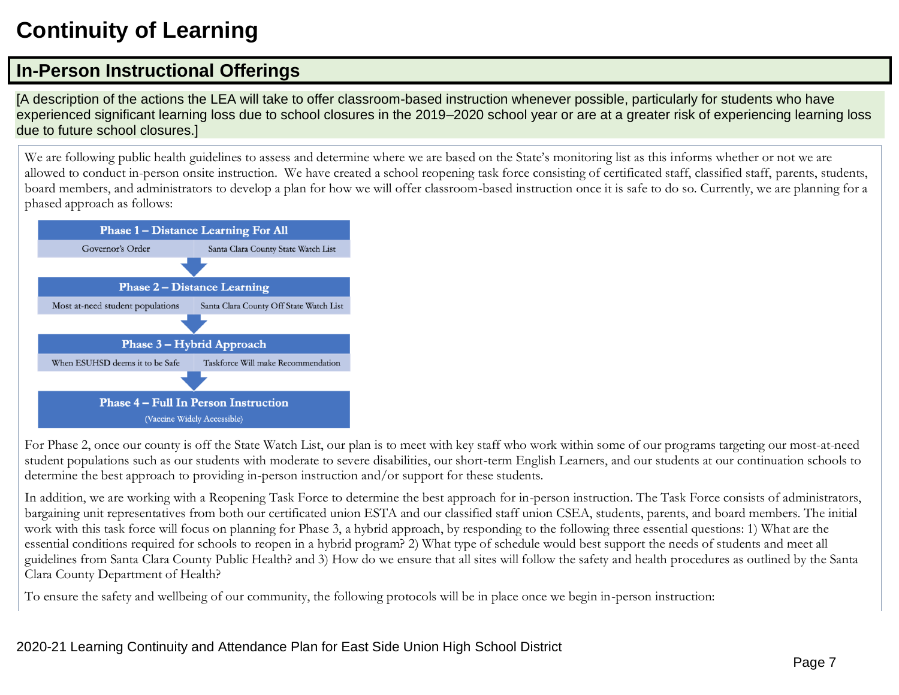# Continuity of Learning

## In-Person Instructional Offerings

[A description of the actions the LEA will take to offer classroom-based instruction whenever possible, particularly for students who have experienced significant learning loss due to school closures in the 2019–2020 school year or are at a greater risk of experiencing learning loss due to future school closures.]

We are following public health guidelines to assess and determine where we are based on the State's monitoring list as this informs whether or not we are allowed to conduct in-person onsite instruction. We have created a school reopening task force consisting of certificated staff, classified staff, parents, students, board members, and administrators to develop a plan for how we will offer classroom-based instruction once it is safe to do so. Currently, we are planning for a phased approach as follows:

| Phase 1 – Distance Learning For All | |
|---|---|
| Governor's Order | Santa Clara County State Watch List |

| Phase 2 – Distance Learning | |
|---|---|
| Most at-need student populations | Santa Clara County Off State Watch List |

| Phase 3 – Hybrid Approach | |
|---|---|
| When ESUHSD deems it to be Safe | Taskforce Will make Recommendation |

**Phase 4 – Full In Person Instruction**
(Vaccine Widely Accessible)

For Phase 2, once our county is off the State Watch List, our plan is to meet with key staff who work within some of our programs targeting our most-at-need student populations such as our students with moderate to severe disabilities, our short-term English Learners, and our students at our continuation schools to determine the best approach to providing in-person instruction and/or support for these students.

In addition, we are working with a Reopening Task Force to determine the best approach for in-person instruction. The Task Force consists of administrators, bargaining unit representatives from both our certificated union ESTA and our classified staff union CSEA, students, parents, and board members. The initial work with this task force will focus on planning for Phase 3, a hybrid approach, by responding to the following three essential questions: 1) What are the essential conditions required for schools to reopen in a hybrid program? 2) What type of schedule would best support the needs of students and meet all guidelines from Santa Clara County Public Health? and 3) How do we ensure that all sites will follow the safety and health procedures as outlined by the Santa Clara County Department of Health?

To ensure the safety and wellbeing of our community, the following protocols will be in place once we begin in-person instruction: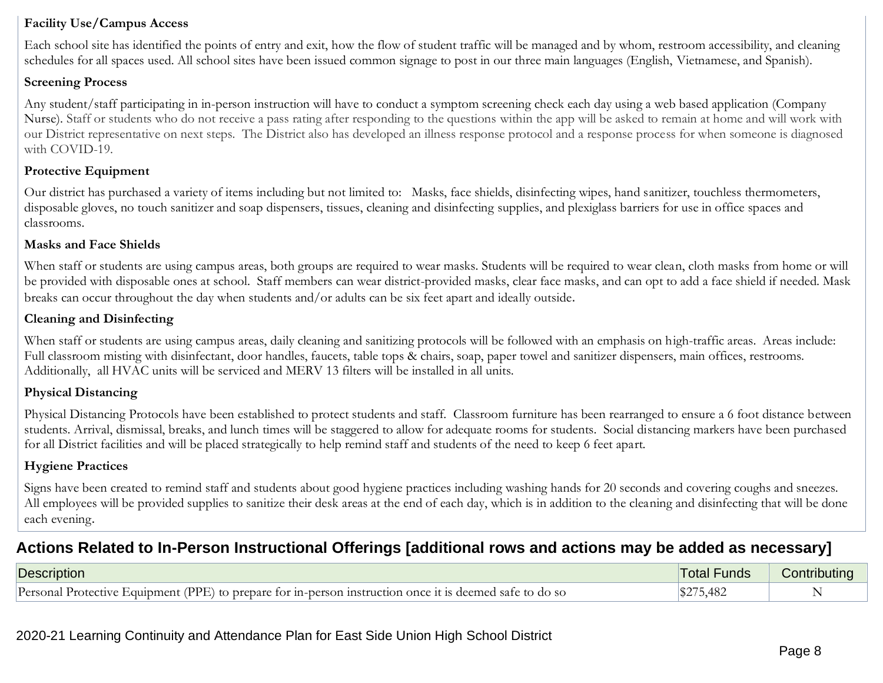**Facility Use/Campus Access**

Each school site has identified the points of entry and exit, how the flow of student traffic will be managed and by whom, restroom accessibility, and cleaning schedules for all spaces used. All school sites have been issued common signage to post in our three main languages (English, Vietnamese, and Spanish).

**Screening Process**

Any student/staff participating in in-person instruction will have to conduct a symptom screening check each day using a web based application (Company Nurse). Staff or students who do not receive a pass rating after responding to the questions within the app will be asked to remain at home and will work with our District representative on next steps. The District also has developed an illness response protocol and a response process for when someone is diagnosed with COVID-19.

**Protective Equipment**

Our district has purchased a variety of items including but not limited to: Masks, face shields, disinfecting wipes, hand sanitizer, touchless thermometers, disposable gloves, no touch sanitizer and soap dispensers, tissues, cleaning and disinfecting supplies, and plexiglass barriers for use in office spaces and classrooms.

**Masks and Face Shields**

When staff or students are using campus areas, both groups are required to wear masks. Students will be required to wear clean, cloth masks from home or will be provided with disposable ones at school. Staff members can wear district-provided masks, clear face masks, and can opt to add a face shield if needed. Mask breaks can occur throughout the day when students and/or adults can be six feet apart and ideally outside.

**Cleaning and Disinfecting**

When staff or students are using campus areas, daily cleaning and sanitizing protocols will be followed with an emphasis on high-traffic areas. Areas include: Full classroom misting with disinfectant, door handles, faucets, table tops & chairs, soap, paper towel and sanitizer dispensers, main offices, restrooms. Additionally, all HVAC units will be serviced and MERV 13 filters will be installed in all units.

**Physical Distancing**

Physical Distancing Protocols have been established to protect students and staff. Classroom furniture has been rearranged to ensure a 6 foot distance between students. Arrival, dismissal, breaks, and lunch times will be staggered to allow for adequate rooms for students. Social distancing markers have been purchased for all District facilities and will be placed strategically to help remind staff and students of the need to keep 6 feet apart.

**Hygiene Practices**

Signs have been created to remind staff and students about good hygiene practices including washing hands for 20 seconds and covering coughs and sneezes. All employees will be provided supplies to sanitize their desk areas at the end of each day, which is in addition to the cleaning and disinfecting that will be done each evening.

## Actions Related to In-Person Instructional Offerings [additional rows and actions may be added as necessary]

| Description | Total Funds | Contributing |
|---|---|---|
| Personal Protective Equipment (PPE) to prepare for in-person instruction once it is deemed safe to do so | $275,482 | N |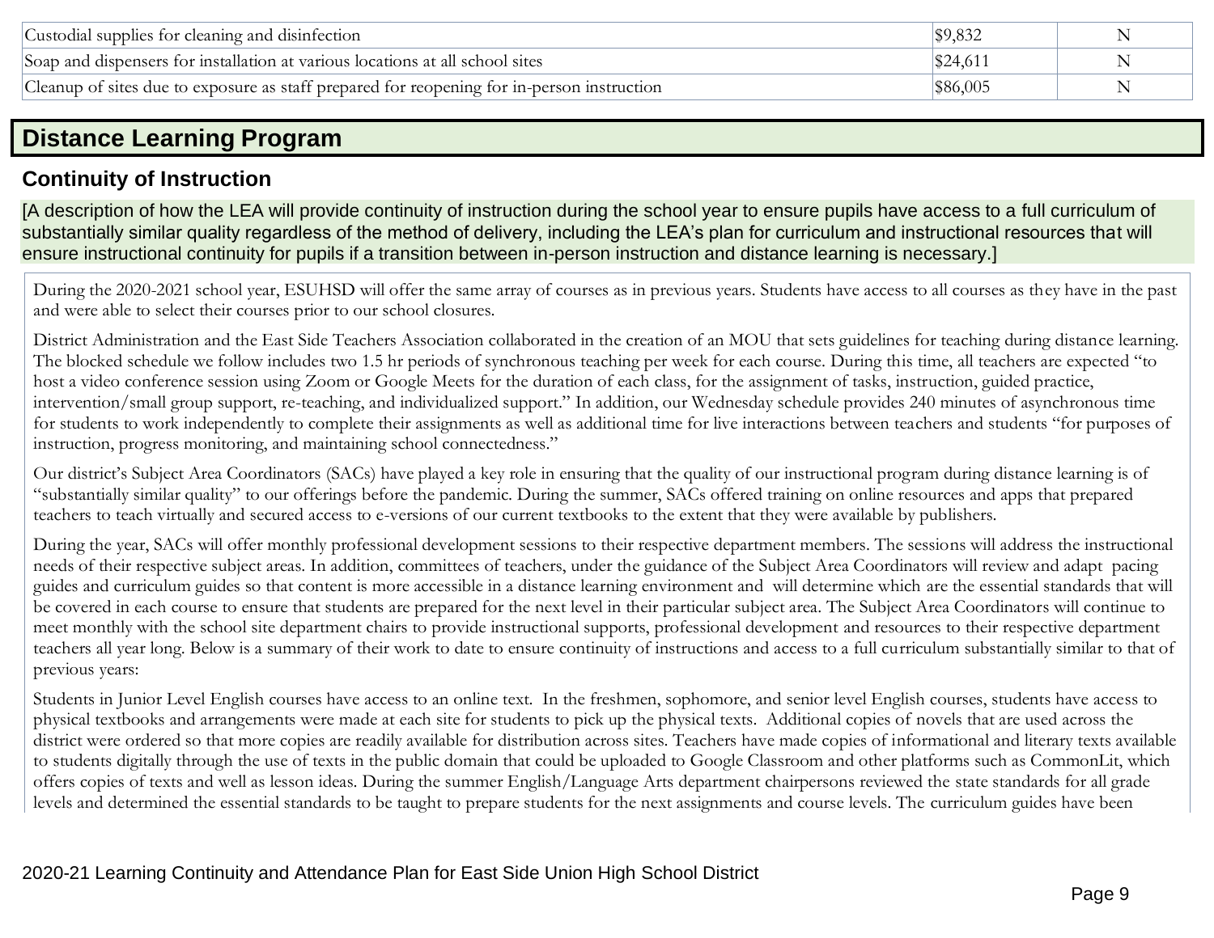| Custodial supplies for cleaning and disinfection | $9,832 | N |
|---|---|---|
| Soap and dispensers for installation at various locations at all school sites | $24,611 | N |
| Cleanup of sites due to exposure as staff prepared for reopening for in-person instruction | $86,005 | N |

## Distance Learning Program

### Continuity of Instruction

[A description of how the LEA will provide continuity of instruction during the school year to ensure pupils have access to a full curriculum of substantially similar quality regardless of the method of delivery, including the LEA's plan for curriculum and instructional resources that will ensure instructional continuity for pupils if a transition between in-person instruction and distance learning is necessary.]

During the 2020-2021 school year, ESUHSD will offer the same array of courses as in previous years. Students have access to all courses as they have in the past and were able to select their courses prior to our school closures.

District Administration and the East Side Teachers Association collaborated in the creation of an MOU that sets guidelines for teaching during distance learning. The blocked schedule we follow includes two 1.5 hr periods of synchronous teaching per week for each course. During this time, all teachers are expected "to host a video conference session using Zoom or Google Meets for the duration of each class, for the assignment of tasks, instruction, guided practice, intervention/small group support, re-teaching, and individualized support." In addition, our Wednesday schedule provides 240 minutes of asynchronous time for students to work independently to complete their assignments as well as additional time for live interactions between teachers and students "for purposes of instruction, progress monitoring, and maintaining school connectedness."

Our district's Subject Area Coordinators (SACs) have played a key role in ensuring that the quality of our instructional program during distance learning is of "substantially similar quality" to our offerings before the pandemic. During the summer, SACs offered training on online resources and apps that prepared teachers to teach virtually and secured access to e-versions of our current textbooks to the extent that they were available by publishers.

During the year, SACs will offer monthly professional development sessions to their respective department members. The sessions will address the instructional needs of their respective subject areas. In addition, committees of teachers, under the guidance of the Subject Area Coordinators will review and adapt pacing guides and curriculum guides so that content is more accessible in a distance learning environment and will determine which are the essential standards that will be covered in each course to ensure that students are prepared for the next level in their particular subject area. The Subject Area Coordinators will continue to meet monthly with the school site department chairs to provide instructional supports, professional development and resources to their respective department teachers all year long. Below is a summary of their work to date to ensure continuity of instructions and access to a full curriculum substantially similar to that of previous years:

Students in Junior Level English courses have access to an online text. In the freshmen, sophomore, and senior level English courses, students have access to physical textbooks and arrangements were made at each site for students to pick up the physical texts. Additional copies of novels that are used across the district were ordered so that more copies are readily available for distribution across sites. Teachers have made copies of informational and literary texts available to students digitally through the use of texts in the public domain that could be uploaded to Google Classroom and other platforms such as CommonLit, which offers copies of texts and well as lesson ideas. During the summer English/Language Arts department chairpersons reviewed the state standards for all grade levels and determined the essential standards to be taught to prepare students for the next assignments and course levels. The curriculum guides have been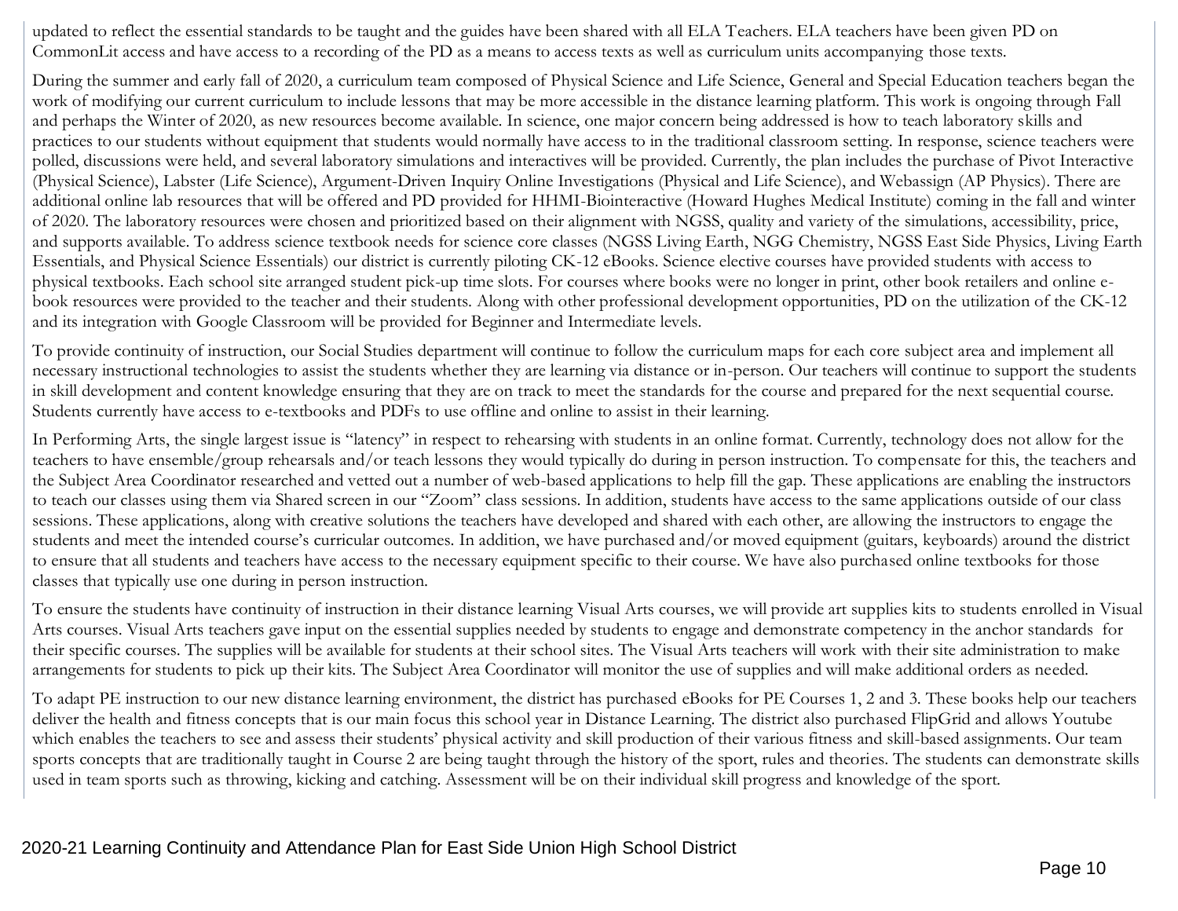updated to reflect the essential standards to be taught and the guides have been shared with all ELA Teachers. ELA teachers have been given PD on CommonLit access and have access to a recording of the PD as a means to access texts as well as curriculum units accompanying those texts.

During the summer and early fall of 2020, a curriculum team composed of Physical Science and Life Science, General and Special Education teachers began the work of modifying our current curriculum to include lessons that may be more accessible in the distance learning platform. This work is ongoing through Fall and perhaps the Winter of 2020, as new resources become available. In science, one major concern being addressed is how to teach laboratory skills and practices to our students without equipment that students would normally have access to in the traditional classroom setting. In response, science teachers were polled, discussions were held, and several laboratory simulations and interactives will be provided. Currently, the plan includes the purchase of Pivot Interactive (Physical Science), Labster (Life Science), Argument-Driven Inquiry Online Investigations (Physical and Life Science), and Webassign (AP Physics). There are additional online lab resources that will be offered and PD provided for HHMI-Biointeractive (Howard Hughes Medical Institute) coming in the fall and winter of 2020. The laboratory resources were chosen and prioritized based on their alignment with NGSS, quality and variety of the simulations, accessibility, price, and supports available. To address science textbook needs for science core classes (NGSS Living Earth, NGG Chemistry, NGSS East Side Physics, Living Earth Essentials, and Physical Science Essentials) our district is currently piloting CK-12 eBooks. Science elective courses have provided students with access to physical textbooks. Each school site arranged student pick-up time slots. For courses where books were no longer in print, other book retailers and online e-book resources were provided to the teacher and their students. Along with other professional development opportunities, PD on the utilization of the CK-12 and its integration with Google Classroom will be provided for Beginner and Intermediate levels.

To provide continuity of instruction, our Social Studies department will continue to follow the curriculum maps for each core subject area and implement all necessary instructional technologies to assist the students whether they are learning via distance or in-person. Our teachers will continue to support the students in skill development and content knowledge ensuring that they are on track to meet the standards for the course and prepared for the next sequential course. Students currently have access to e-textbooks and PDFs to use offline and online to assist in their learning.

In Performing Arts, the single largest issue is "latency" in respect to rehearsing with students in an online format. Currently, technology does not allow for the teachers to have ensemble/group rehearsals and/or teach lessons they would typically do during in person instruction. To compensate for this, the teachers and the Subject Area Coordinator researched and vetted out a number of web-based applications to help fill the gap. These applications are enabling the instructors to teach our classes using them via Shared screen in our "Zoom" class sessions. In addition, students have access to the same applications outside of our class sessions. These applications, along with creative solutions the teachers have developed and shared with each other, are allowing the instructors to engage the students and meet the intended course's curricular outcomes. In addition, we have purchased and/or moved equipment (guitars, keyboards) around the district to ensure that all students and teachers have access to the necessary equipment specific to their course. We have also purchased online textbooks for those classes that typically use one during in person instruction.

To ensure the students have continuity of instruction in their distance learning Visual Arts courses, we will provide art supplies kits to students enrolled in Visual Arts courses. Visual Arts teachers gave input on the essential supplies needed by students to engage and demonstrate competency in the anchor standards for their specific courses. The supplies will be available for students at their school sites. The Visual Arts teachers will work with their site administration to make arrangements for students to pick up their kits. The Subject Area Coordinator will monitor the use of supplies and will make additional orders as needed.

To adapt PE instruction to our new distance learning environment, the district has purchased eBooks for PE Courses 1, 2 and 3. These books help our teachers deliver the health and fitness concepts that is our main focus this school year in Distance Learning. The district also purchased FlipGrid and allows Youtube which enables the teachers to see and assess their students' physical activity and skill production of their various fitness and skill-based assignments. Our team sports concepts that are traditionally taught in Course 2 are being taught through the history of the sport, rules and theories. The students can demonstrate skills used in team sports such as throwing, kicking and catching. Assessment will be on their individual skill progress and knowledge of the sport.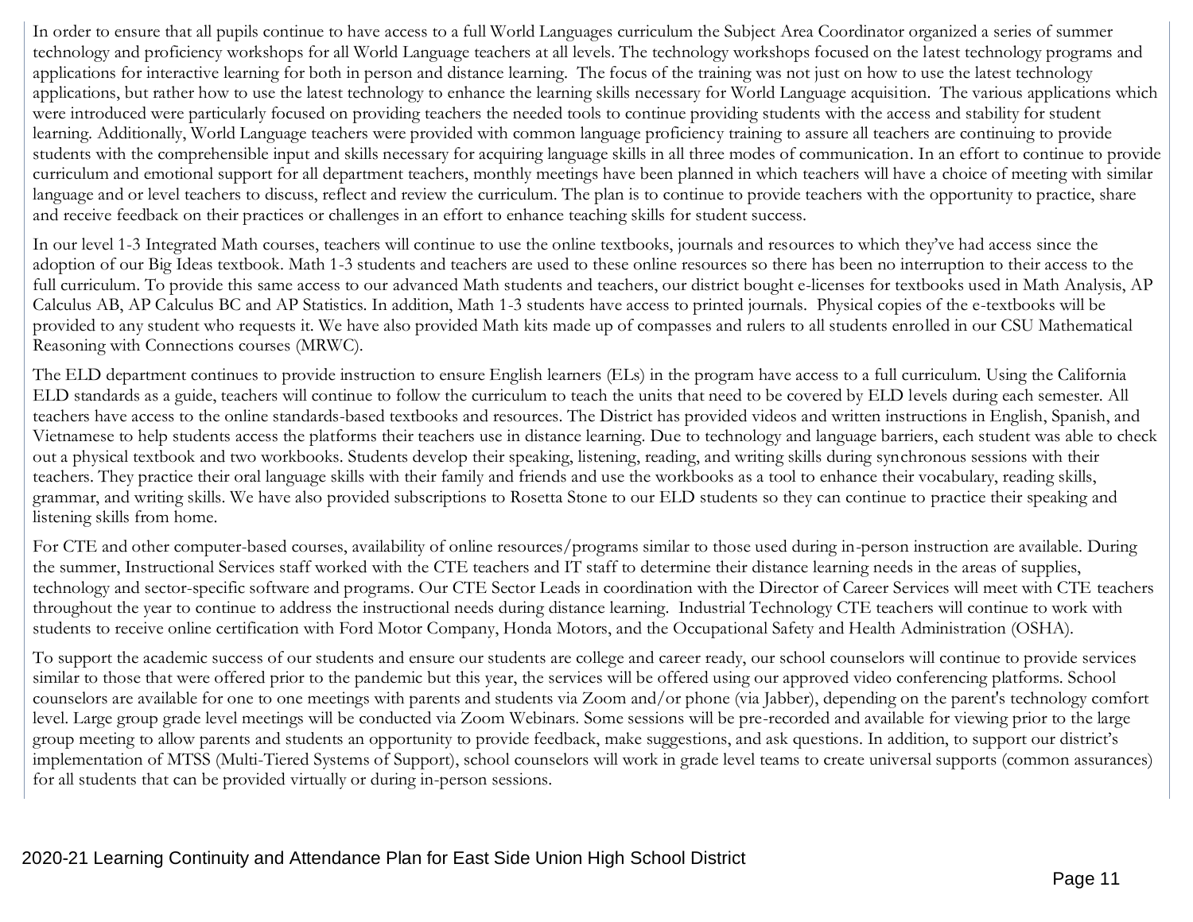In order to ensure that all pupils continue to have access to a full World Languages curriculum the Subject Area Coordinator organized a series of summer technology and proficiency workshops for all World Language teachers at all levels. The technology workshops focused on the latest technology programs and applications for interactive learning for both in person and distance learning. The focus of the training was not just on how to use the latest technology applications, but rather how to use the latest technology to enhance the learning skills necessary for World Language acquisition. The various applications which were introduced were particularly focused on providing teachers the needed tools to continue providing students with the access and stability for student learning. Additionally, World Language teachers were provided with common language proficiency training to assure all teachers are continuing to provide students with the comprehensible input and skills necessary for acquiring language skills in all three modes of communication. In an effort to continue to provide curriculum and emotional support for all department teachers, monthly meetings have been planned in which teachers will have a choice of meeting with similar language and or level teachers to discuss, reflect and review the curriculum. The plan is to continue to provide teachers with the opportunity to practice, share and receive feedback on their practices or challenges in an effort to enhance teaching skills for student success.

In our level 1-3 Integrated Math courses, teachers will continue to use the online textbooks, journals and resources to which they've had access since the adoption of our Big Ideas textbook. Math 1-3 students and teachers are used to these online resources so there has been no interruption to their access to the full curriculum. To provide this same access to our advanced Math students and teachers, our district bought e-licenses for textbooks used in Math Analysis, AP Calculus AB, AP Calculus BC and AP Statistics. In addition, Math 1-3 students have access to printed journals. Physical copies of the e-textbooks will be provided to any student who requests it. We have also provided Math kits made up of compasses and rulers to all students enrolled in our CSU Mathematical Reasoning with Connections courses (MRWC).

The ELD department continues to provide instruction to ensure English learners (ELs) in the program have access to a full curriculum. Using the California ELD standards as a guide, teachers will continue to follow the curriculum to teach the units that need to be covered by ELD levels during each semester. All teachers have access to the online standards-based textbooks and resources. The District has provided videos and written instructions in English, Spanish, and Vietnamese to help students access the platforms their teachers use in distance learning. Due to technology and language barriers, each student was able to check out a physical textbook and two workbooks. Students develop their speaking, listening, reading, and writing skills during synchronous sessions with their teachers. They practice their oral language skills with their family and friends and use the workbooks as a tool to enhance their vocabulary, reading skills, grammar, and writing skills. We have also provided subscriptions to Rosetta Stone to our ELD students so they can continue to practice their speaking and listening skills from home.

For CTE and other computer-based courses, availability of online resources/programs similar to those used during in-person instruction are available. During the summer, Instructional Services staff worked with the CTE teachers and IT staff to determine their distance learning needs in the areas of supplies, technology and sector-specific software and programs. Our CTE Sector Leads in coordination with the Director of Career Services will meet with CTE teachers throughout the year to continue to address the instructional needs during distance learning. Industrial Technology CTE teachers will continue to work with students to receive online certification with Ford Motor Company, Honda Motors, and the Occupational Safety and Health Administration (OSHA).

To support the academic success of our students and ensure our students are college and career ready, our school counselors will continue to provide services similar to those that were offered prior to the pandemic but this year, the services will be offered using our approved video conferencing platforms. School counselors are available for one to one meetings with parents and students via Zoom and/or phone (via Jabber), depending on the parent's technology comfort level. Large group grade level meetings will be conducted via Zoom Webinars. Some sessions will be pre-recorded and available for viewing prior to the large group meeting to allow parents and students an opportunity to provide feedback, make suggestions, and ask questions. In addition, to support our district's implementation of MTSS (Multi-Tiered Systems of Support), school counselors will work in grade level teams to create universal supports (common assurances) for all students that can be provided virtually or during in-person sessions.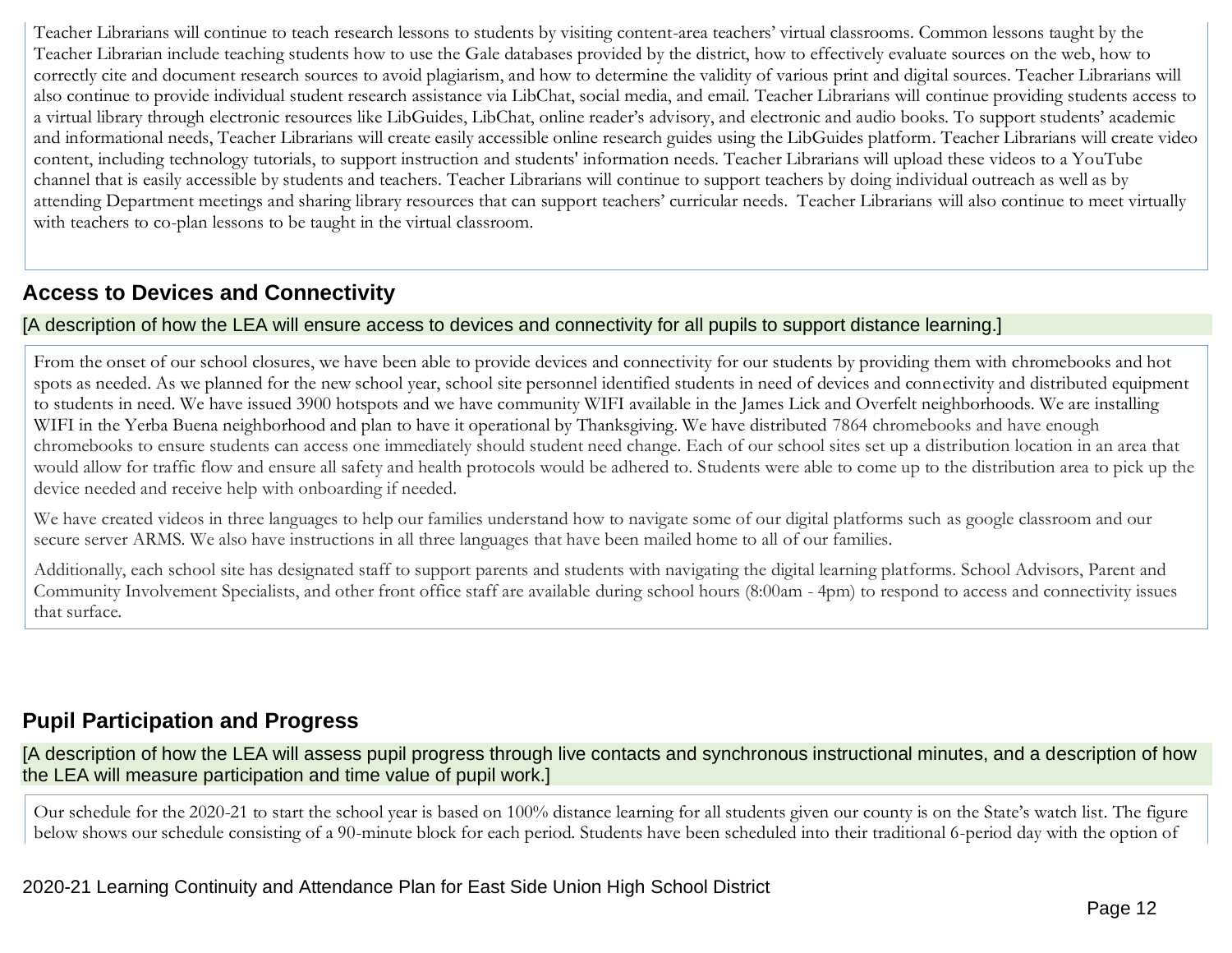Teacher Librarians will continue to teach research lessons to students by visiting content-area teachers' virtual classrooms. Common lessons taught by the Teacher Librarian include teaching students how to use the Gale databases provided by the district, how to effectively evaluate sources on the web, how to correctly cite and document research sources to avoid plagiarism, and how to determine the validity of various print and digital sources. Teacher Librarians will also continue to provide individual student research assistance via LibChat, social media, and email. Teacher Librarians will continue providing students access to a virtual library through electronic resources like LibGuides, LibChat, online reader's advisory, and electronic and audio books. To support students' academic and informational needs, Teacher Librarians will create easily accessible online research guides using the LibGuides platform. Teacher Librarians will create video content, including technology tutorials, to support instruction and students' information needs. Teacher Librarians will upload these videos to a YouTube channel that is easily accessible by students and teachers. Teacher Librarians will continue to support teachers by doing individual outreach as well as by attending Department meetings and sharing library resources that can support teachers' curricular needs. Teacher Librarians will also continue to meet virtually with teachers to co-plan lessons to be taught in the virtual classroom.

## Access to Devices and Connectivity

[A description of how the LEA will ensure access to devices and connectivity for all pupils to support distance learning.]

From the onset of our school closures, we have been able to provide devices and connectivity for our students by providing them with chromebooks and hot spots as needed. As we planned for the new school year, school site personnel identified students in need of devices and connectivity and distributed equipment to students in need. We have issued 3900 hotspots and we have community WIFI available in the James Lick and Overfelt neighborhoods. We are installing WIFI in the Yerba Buena neighborhood and plan to have it operational by Thanksgiving. We have distributed 7864 chromebooks and have enough chromebooks to ensure students can access one immediately should student need change. Each of our school sites set up a distribution location in an area that would allow for traffic flow and ensure all safety and health protocols would be adhered to. Students were able to come up to the distribution area to pick up the device needed and receive help with onboarding if needed.

We have created videos in three languages to help our families understand how to navigate some of our digital platforms such as google classroom and our secure server ARMS. We also have instructions in all three languages that have been mailed home to all of our families.

Additionally, each school site has designated staff to support parents and students with navigating the digital learning platforms. School Advisors, Parent and Community Involvement Specialists, and other front office staff are available during school hours (8:00am - 4pm) to respond to access and connectivity issues that surface.

## Pupil Participation and Progress

[A description of how the LEA will assess pupil progress through live contacts and synchronous instructional minutes, and a description of how the LEA will measure participation and time value of pupil work.]

Our schedule for the 2020-21 to start the school year is based on 100% distance learning for all students given our county is on the State's watch list. The figure below shows our schedule consisting of a 90-minute block for each period. Students have been scheduled into their traditional 6-period day with the option of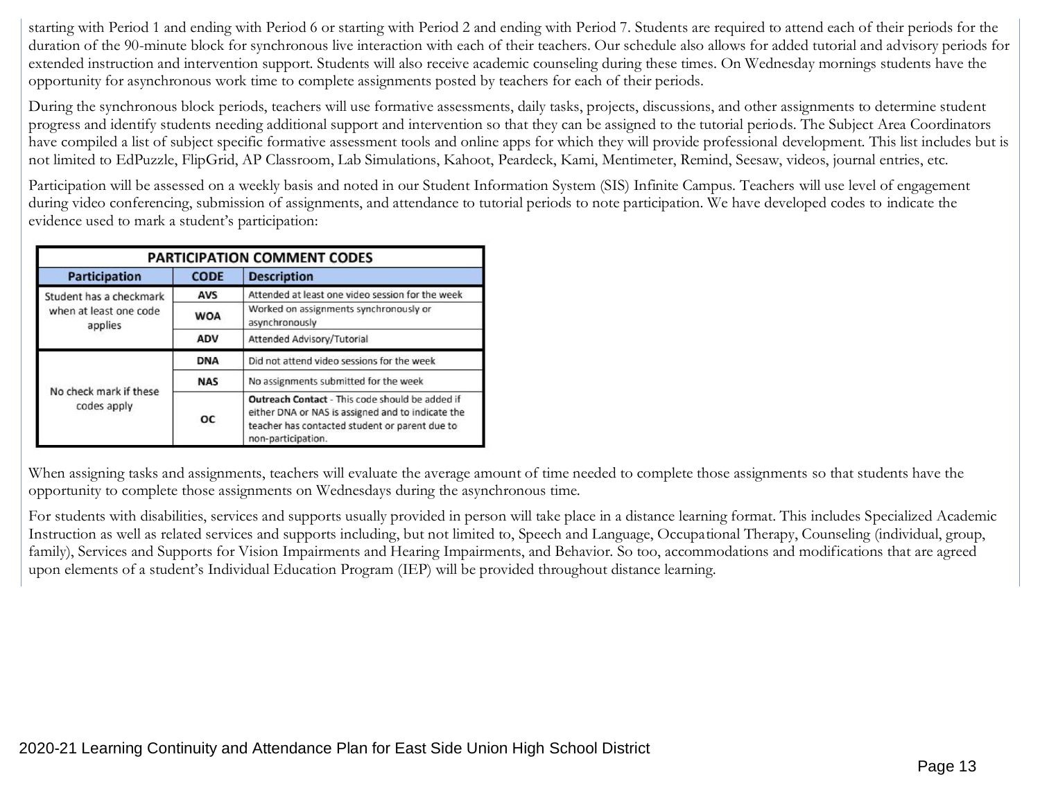starting with Period 1 and ending with Period 6 or starting with Period 2 and ending with Period 7. Students are required to attend each of their periods for the duration of the 90-minute block for synchronous live interaction with each of their teachers. Our schedule also allows for added tutorial and advisory periods for extended instruction and intervention support. Students will also receive academic counseling during these times. On Wednesday mornings students have the opportunity for asynchronous work time to complete assignments posted by teachers for each of their periods.

During the synchronous block periods, teachers will use formative assessments, daily tasks, projects, discussions, and other assignments to determine student progress and identify students needing additional support and intervention so that they can be assigned to the tutorial periods. The Subject Area Coordinators have compiled a list of subject specific formative assessment tools and online apps for which they will provide professional development. This list includes but is not limited to EdPuzzle, FlipGrid, AP Classroom, Lab Simulations, Kahoot, Peardeck, Kami, Mentimeter, Remind, Seesaw, videos, journal entries, etc.

Participation will be assessed on a weekly basis and noted in our Student Information System (SIS) Infinite Campus. Teachers will use level of engagement during video conferencing, submission of assignments, and attendance to tutorial periods to note participation. We have developed codes to indicate the evidence used to mark a student's participation:

| PARTICIPATION COMMENT CODES | | |
|---|---|---|
| **Participation** | **CODE** | **Description** |
| Student has a checkmark when at least one code applies | AVS | Attended at least one video session for the week |
| | WOA | Worked on assignments synchronously or asynchronously |
| | ADV | Attended Advisory/Tutorial |
| No check mark if these codes apply | DNA | Did not attend video sessions for the week |
| | NAS | No assignments submitted for the week |
| | OC | **Outreach Contact** - This code should be added if either DNA or NAS is assigned and to indicate the teacher has contacted student or parent due to non-participation. |

When assigning tasks and assignments, teachers will evaluate the average amount of time needed to complete those assignments so that students have the opportunity to complete those assignments on Wednesdays during the asynchronous time.

For students with disabilities, services and supports usually provided in person will take place in a distance learning format. This includes Specialized Academic Instruction as well as related services and supports including, but not limited to, Speech and Language, Occupational Therapy, Counseling (individual, group, family), Services and Supports for Vision Impairments and Hearing Impairments, and Behavior. So too, accommodations and modifications that are agreed upon elements of a student's Individual Education Program (IEP) will be provided throughout distance learning.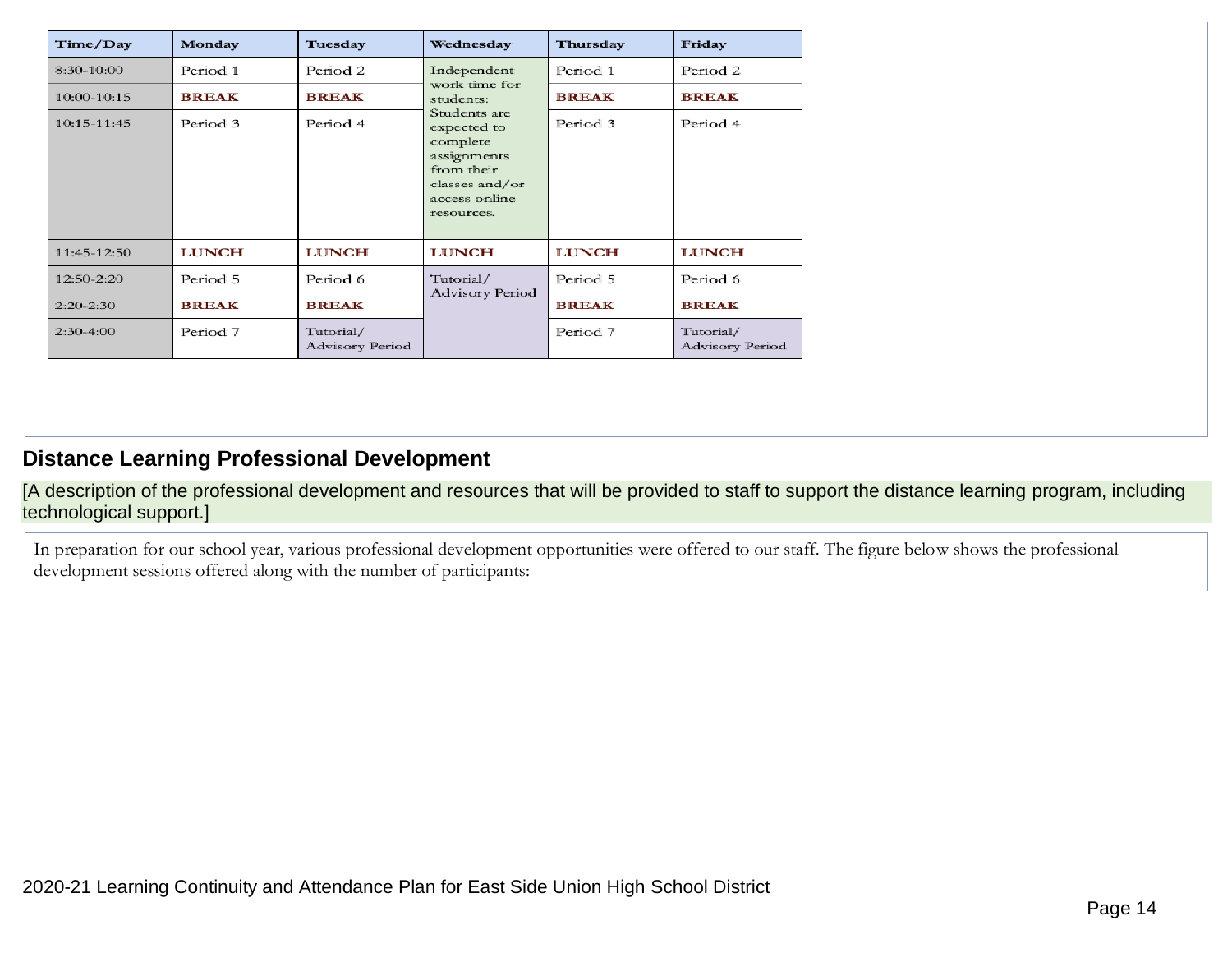| Time/Day | Monday | Tuesday | Wednesday | Thursday | Friday |
|---|---|---|---|---|---|
| 8:30-10:00 | Period 1 | Period 2 | Independent work time for students: Students are expected to complete assignments from their classes and/or access online resources. | Period 1 | Period 2 |
| 10:00-10:15 | **BREAK** | **BREAK** | | **BREAK** | **BREAK** |
| 10:15-11:45 | Period 3 | Period 4 | | Period 3 | Period 4 |
| 11:45-12:50 | **LUNCH** | **LUNCH** | **LUNCH** | **LUNCH** | **LUNCH** |
| 12:50-2:20 | Period 5 | Period 6 | Tutorial/ Advisory Period | Period 5 | Period 6 |
| 2:20-2:30 | **BREAK** | **BREAK** | | **BREAK** | **BREAK** |
| 2:30-4:00 | Period 7 | Tutorial/ Advisory Period | | Period 7 | Tutorial/ Advisory Period |

## Distance Learning Professional Development

[A description of the professional development and resources that will be provided to staff to support the distance learning program, including technological support.]

In preparation for our school year, various professional development opportunities were offered to our staff. The figure below shows the professional development sessions offered along with the number of participants: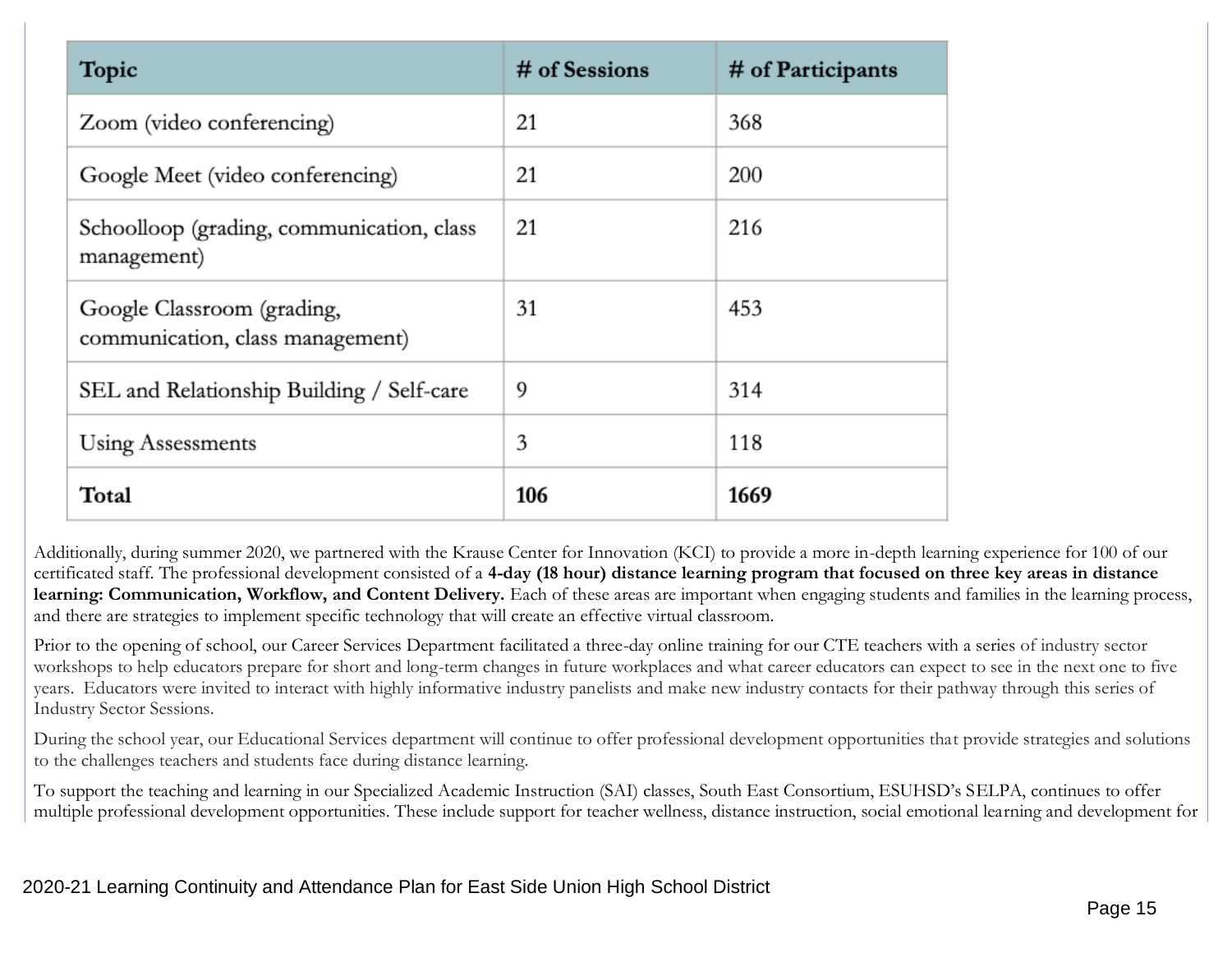| Topic | # of Sessions | # of Participants |
|---|---|---|
| Zoom (video conferencing) | 21 | 368 |
| Google Meet (video conferencing) | 21 | 200 |
| Schoolloop (grading, communication, class management) | 21 | 216 |
| Google Classroom (grading, communication, class management) | 31 | 453 |
| SEL and Relationship Building / Self-care | 9 | 314 |
| Using Assessments | 3 | 118 |
| **Total** | **106** | **1669** |

Additionally, during summer 2020, we partnered with the Krause Center for Innovation (KCI) to provide a more in-depth learning experience for 100 of our certificated staff. The professional development consisted of a **4-day (18 hour) distance learning program that focused on three key areas in distance learning: Communication, Workflow, and Content Delivery.** Each of these areas are important when engaging students and families in the learning process, and there are strategies to implement specific technology that will create an effective virtual classroom.

Prior to the opening of school, our Career Services Department facilitated a three-day online training for our CTE teachers with a series of industry sector workshops to help educators prepare for short and long-term changes in future workplaces and what career educators can expect to see in the next one to five years. Educators were invited to interact with highly informative industry panelists and make new industry contacts for their pathway through this series of Industry Sector Sessions.

During the school year, our Educational Services department will continue to offer professional development opportunities that provide strategies and solutions to the challenges teachers and students face during distance learning.

To support the teaching and learning in our Specialized Academic Instruction (SAI) classes, South East Consortium, ESUHSD's SELPA, continues to offer multiple professional development opportunities. These include support for teacher wellness, distance instruction, social emotional learning and development for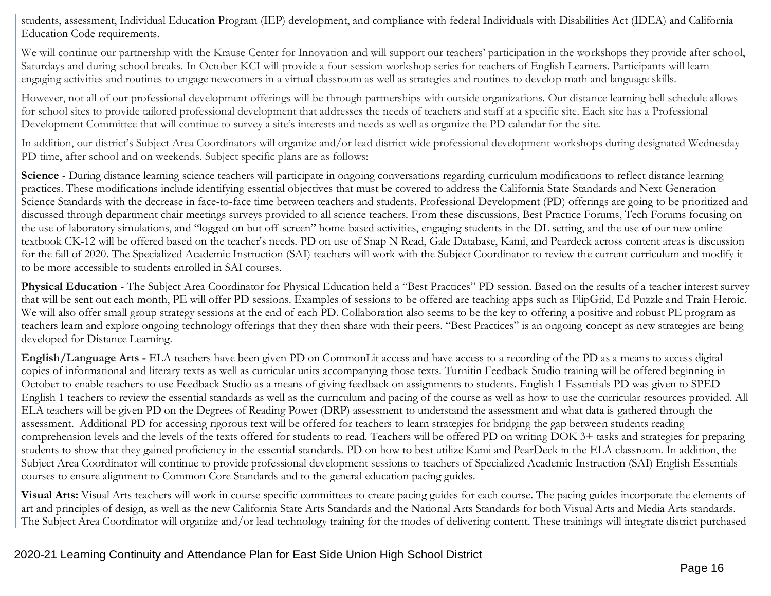students, assessment, Individual Education Program (IEP) development, and compliance with federal Individuals with Disabilities Act (IDEA) and California Education Code requirements.

We will continue our partnership with the Krause Center for Innovation and will support our teachers' participation in the workshops they provide after school, Saturdays and during school breaks. In October KCI will provide a four-session workshop series for teachers of English Learners. Participants will learn engaging activities and routines to engage newcomers in a virtual classroom as well as strategies and routines to develop math and language skills.

However, not all of our professional development offerings will be through partnerships with outside organizations. Our distance learning bell schedule allows for school sites to provide tailored professional development that addresses the needs of teachers and staff at a specific site. Each site has a Professional Development Committee that will continue to survey a site's interests and needs as well as organize the PD calendar for the site.

In addition, our district's Subject Area Coordinators will organize and/or lead district wide professional development workshops during designated Wednesday PD time, after school and on weekends. Subject specific plans are as follows:

**Science** - During distance learning science teachers will participate in ongoing conversations regarding curriculum modifications to reflect distance learning practices. These modifications include identifying essential objectives that must be covered to address the California State Standards and Next Generation Science Standards with the decrease in face-to-face time between teachers and students. Professional Development (PD) offerings are going to be prioritized and discussed through department chair meetings surveys provided to all science teachers. From these discussions, Best Practice Forums, Tech Forums focusing on the use of laboratory simulations, and "logged on but off-screen" home-based activities, engaging students in the DL setting, and the use of our new online textbook CK-12 will be offered based on the teacher's needs. PD on use of Snap N Read, Gale Database, Kami, and Peardeck across content areas is discussion for the fall of 2020. The Specialized Academic Instruction (SAI) teachers will work with the Subject Coordinator to review the current curriculum and modify it to be more accessible to students enrolled in SAI courses.

**Physical Education** - The Subject Area Coordinator for Physical Education held a "Best Practices" PD session. Based on the results of a teacher interest survey that will be sent out each month, PE will offer PD sessions. Examples of sessions to be offered are teaching apps such as FlipGrid, Ed Puzzle and Train Heroic. We will also offer small group strategy sessions at the end of each PD. Collaboration also seems to be the key to offering a positive and robust PE program as teachers learn and explore ongoing technology offerings that they then share with their peers. "Best Practices" is an ongoing concept as new strategies are being developed for Distance Learning.

**English/Language Arts -** ELA teachers have been given PD on CommonLit access and have access to a recording of the PD as a means to access digital copies of informational and literary texts as well as curricular units accompanying those texts. Turnitin Feedback Studio training will be offered beginning in October to enable teachers to use Feedback Studio as a means of giving feedback on assignments to students. English 1 Essentials PD was given to SPED English 1 teachers to review the essential standards as well as the curriculum and pacing of the course as well as how to use the curricular resources provided. All ELA teachers will be given PD on the Degrees of Reading Power (DRP) assessment to understand the assessment and what data is gathered through the assessment. Additional PD for accessing rigorous text will be offered for teachers to learn strategies for bridging the gap between students reading comprehension levels and the levels of the texts offered for students to read. Teachers will be offered PD on writing DOK 3+ tasks and strategies for preparing students to show that they gained proficiency in the essential standards. PD on how to best utilize Kami and PearDeck in the ELA classroom. In addition, the Subject Area Coordinator will continue to provide professional development sessions to teachers of Specialized Academic Instruction (SAI) English Essentials courses to ensure alignment to Common Core Standards and to the general education pacing guides.

**Visual Arts:** Visual Arts teachers will work in course specific committees to create pacing guides for each course. The pacing guides incorporate the elements of art and principles of design, as well as the new California State Arts Standards and the National Arts Standards for both Visual Arts and Media Arts standards. The Subject Area Coordinator will organize and/or lead technology training for the modes of delivering content. These trainings will integrate district purchased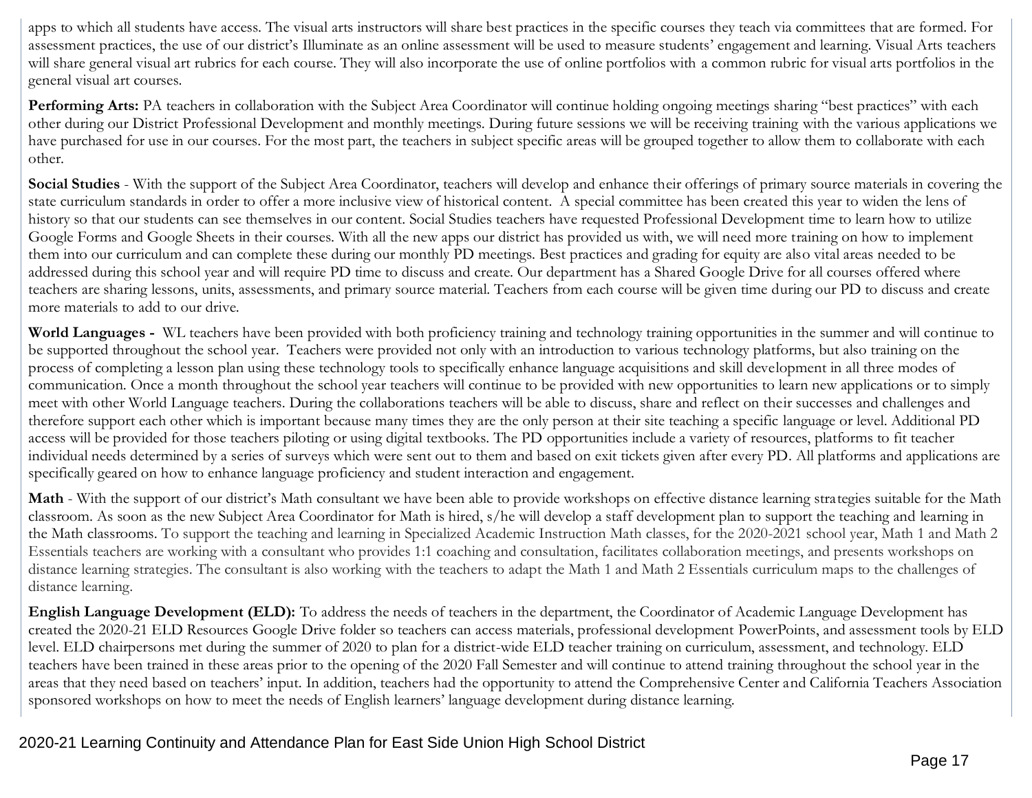apps to which all students have access. The visual arts instructors will share best practices in the specific courses they teach via committees that are formed. For assessment practices, the use of our district's Illuminate as an online assessment will be used to measure students' engagement and learning. Visual Arts teachers will share general visual art rubrics for each course. They will also incorporate the use of online portfolios with a common rubric for visual arts portfolios in the general visual art courses.

**Performing Arts:** PA teachers in collaboration with the Subject Area Coordinator will continue holding ongoing meetings sharing "best practices" with each other during our District Professional Development and monthly meetings. During future sessions we will be receiving training with the various applications we have purchased for use in our courses. For the most part, the teachers in subject specific areas will be grouped together to allow them to collaborate with each other.

**Social Studies** - With the support of the Subject Area Coordinator, teachers will develop and enhance their offerings of primary source materials in covering the state curriculum standards in order to offer a more inclusive view of historical content. A special committee has been created this year to widen the lens of history so that our students can see themselves in our content. Social Studies teachers have requested Professional Development time to learn how to utilize Google Forms and Google Sheets in their courses. With all the new apps our district has provided us with, we will need more training on how to implement them into our curriculum and can complete these during our monthly PD meetings. Best practices and grading for equity are also vital areas needed to be addressed during this school year and will require PD time to discuss and create. Our department has a Shared Google Drive for all courses offered where teachers are sharing lessons, units, assessments, and primary source material. Teachers from each course will be given time during our PD to discuss and create more materials to add to our drive.

**World Languages -** WL teachers have been provided with both proficiency training and technology training opportunities in the summer and will continue to be supported throughout the school year. Teachers were provided not only with an introduction to various technology platforms, but also training on the process of completing a lesson plan using these technology tools to specifically enhance language acquisitions and skill development in all three modes of communication. Once a month throughout the school year teachers will continue to be provided with new opportunities to learn new applications or to simply meet with other World Language teachers. During the collaborations teachers will be able to discuss, share and reflect on their successes and challenges and therefore support each other which is important because many times they are the only person at their site teaching a specific language or level. Additional PD access will be provided for those teachers piloting or using digital textbooks. The PD opportunities include a variety of resources, platforms to fit teacher individual needs determined by a series of surveys which were sent out to them and based on exit tickets given after every PD. All platforms and applications are specifically geared on how to enhance language proficiency and student interaction and engagement.

**Math** - With the support of our district's Math consultant we have been able to provide workshops on effective distance learning strategies suitable for the Math classroom. As soon as the new Subject Area Coordinator for Math is hired, s/he will develop a staff development plan to support the teaching and learning in the Math classrooms. To support the teaching and learning in Specialized Academic Instruction Math classes, for the 2020-2021 school year, Math 1 and Math 2 Essentials teachers are working with a consultant who provides 1:1 coaching and consultation, facilitates collaboration meetings, and presents workshops on distance learning strategies. The consultant is also working with the teachers to adapt the Math 1 and Math 2 Essentials curriculum maps to the challenges of distance learning.

**English Language Development (ELD):** To address the needs of teachers in the department, the Coordinator of Academic Language Development has created the 2020-21 ELD Resources Google Drive folder so teachers can access materials, professional development PowerPoints, and assessment tools by ELD level. ELD chairpersons met during the summer of 2020 to plan for a district-wide ELD teacher training on curriculum, assessment, and technology. ELD teachers have been trained in these areas prior to the opening of the 2020 Fall Semester and will continue to attend training throughout the school year in the areas that they need based on teachers' input. In addition, teachers had the opportunity to attend the Comprehensive Center and California Teachers Association sponsored workshops on how to meet the needs of English learners' language development during distance learning.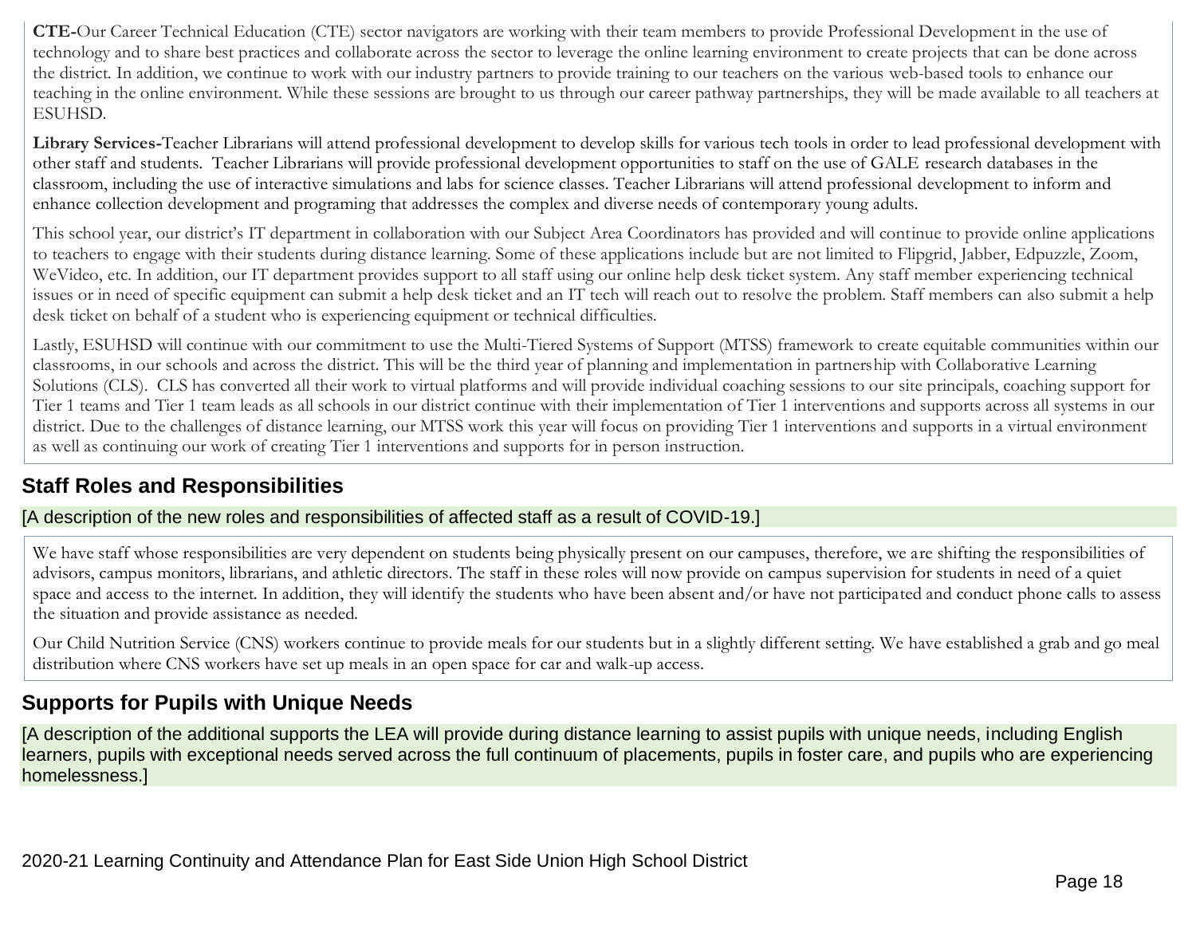**CTE-**Our Career Technical Education (CTE) sector navigators are working with their team members to provide Professional Development in the use of technology and to share best practices and collaborate across the sector to leverage the online learning environment to create projects that can be done across the district. In addition, we continue to work with our industry partners to provide training to our teachers on the various web-based tools to enhance our teaching in the online environment. While these sessions are brought to us through our career pathway partnerships, they will be made available to all teachers at ESUHSD.

**Library Services-**Teacher Librarians will attend professional development to develop skills for various tech tools in order to lead professional development with other staff and students. Teacher Librarians will provide professional development opportunities to staff on the use of GALE research databases in the classroom, including the use of interactive simulations and labs for science classes. Teacher Librarians will attend professional development to inform and enhance collection development and programing that addresses the complex and diverse needs of contemporary young adults.

This school year, our district's IT department in collaboration with our Subject Area Coordinators has provided and will continue to provide online applications to teachers to engage with their students during distance learning. Some of these applications include but are not limited to Flipgrid, Jabber, Edpuzzle, Zoom, WeVideo, etc. In addition, our IT department provides support to all staff using our online help desk ticket system. Any staff member experiencing technical issues or in need of specific equipment can submit a help desk ticket and an IT tech will reach out to resolve the problem. Staff members can also submit a help desk ticket on behalf of a student who is experiencing equipment or technical difficulties.

Lastly, ESUHSD will continue with our commitment to use the Multi-Tiered Systems of Support (MTSS) framework to create equitable communities within our classrooms, in our schools and across the district. This will be the third year of planning and implementation in partnership with Collaborative Learning Solutions (CLS). CLS has converted all their work to virtual platforms and will provide individual coaching sessions to our site principals, coaching support for Tier 1 teams and Tier 1 team leads as all schools in our district continue with their implementation of Tier 1 interventions and supports across all systems in our district. Due to the challenges of distance learning, our MTSS work this year will focus on providing Tier 1 interventions and supports in a virtual environment as well as continuing our work of creating Tier 1 interventions and supports for in person instruction.

## Staff Roles and Responsibilities

[A description of the new roles and responsibilities of affected staff as a result of COVID-19.]

We have staff whose responsibilities are very dependent on students being physically present on our campuses, therefore, we are shifting the responsibilities of advisors, campus monitors, librarians, and athletic directors. The staff in these roles will now provide on campus supervision for students in need of a quiet space and access to the internet. In addition, they will identify the students who have been absent and/or have not participated and conduct phone calls to assess the situation and provide assistance as needed.

Our Child Nutrition Service (CNS) workers continue to provide meals for our students but in a slightly different setting. We have established a grab and go meal distribution where CNS workers have set up meals in an open space for car and walk-up access.

## Supports for Pupils with Unique Needs

[A description of the additional supports the LEA will provide during distance learning to assist pupils with unique needs, including English learners, pupils with exceptional needs served across the full continuum of placements, pupils in foster care, and pupils who are experiencing homelessness.]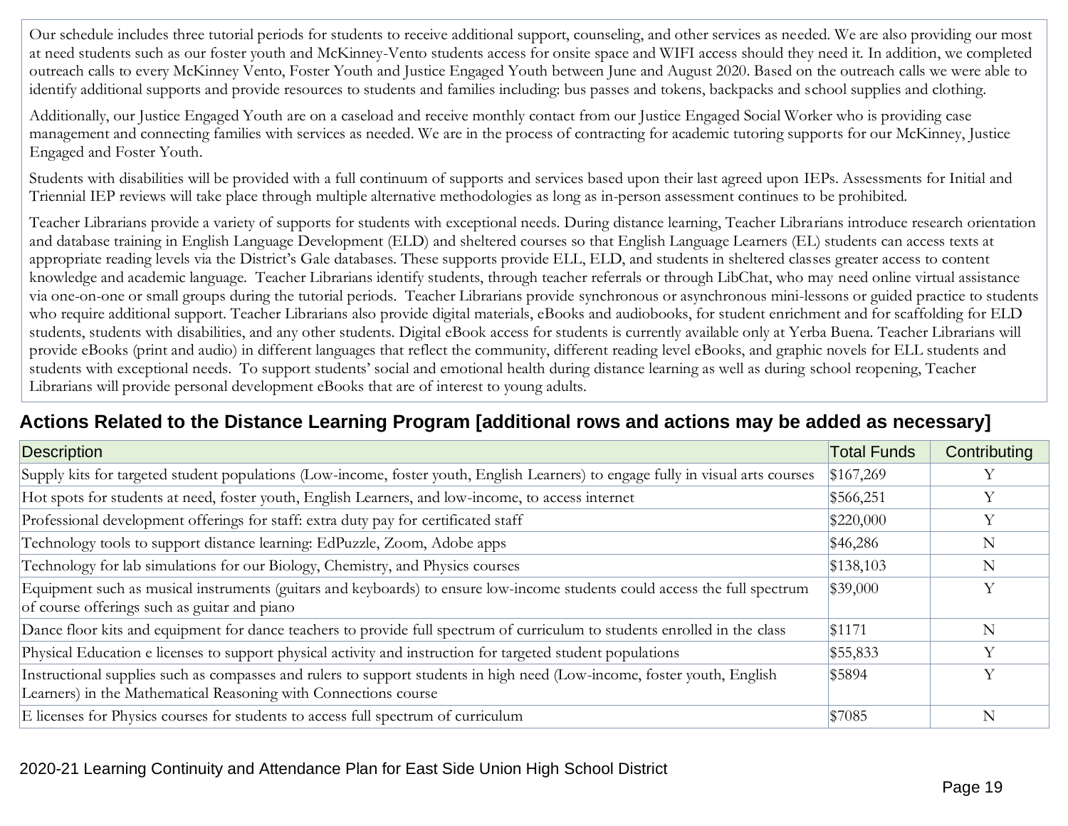Our schedule includes three tutorial periods for students to receive additional support, counseling, and other services as needed. We are also providing our most at need students such as our foster youth and McKinney-Vento students access for onsite space and WIFI access should they need it. In addition, we completed outreach calls to every McKinney Vento, Foster Youth and Justice Engaged Youth between June and August 2020. Based on the outreach calls we were able to identify additional supports and provide resources to students and families including: bus passes and tokens, backpacks and school supplies and clothing.

Additionally, our Justice Engaged Youth are on a caseload and receive monthly contact from our Justice Engaged Social Worker who is providing case management and connecting families with services as needed. We are in the process of contracting for academic tutoring supports for our McKinney, Justice Engaged and Foster Youth.

Students with disabilities will be provided with a full continuum of supports and services based upon their last agreed upon IEPs. Assessments for Initial and Triennial IEP reviews will take place through multiple alternative methodologies as long as in-person assessment continues to be prohibited.

Teacher Librarians provide a variety of supports for students with exceptional needs. During distance learning, Teacher Librarians introduce research orientation and database training in English Language Development (ELD) and sheltered courses so that English Language Learners (EL) students can access texts at appropriate reading levels via the District's Gale databases. These supports provide ELL, ELD, and students in sheltered classes greater access to content knowledge and academic language. Teacher Librarians identify students, through teacher referrals or through LibChat, who may need online virtual assistance via one-on-one or small groups during the tutorial periods. Teacher Librarians provide synchronous or asynchronous mini-lessons or guided practice to students who require additional support. Teacher Librarians also provide digital materials, eBooks and audiobooks, for student enrichment and for scaffolding for ELD students, students with disabilities, and any other students. Digital eBook access for students is currently available only at Yerba Buena. Teacher Librarians will provide eBooks (print and audio) in different languages that reflect the community, different reading level eBooks, and graphic novels for ELL students and students with exceptional needs. To support students' social and emotional health during distance learning as well as during school reopening, Teacher Librarians will provide personal development eBooks that are of interest to young adults.

## Actions Related to the Distance Learning Program [additional rows and actions may be added as necessary]

| Description | Total Funds | Contributing |
|---|---|---|
| Supply kits for targeted student populations (Low-income, foster youth, English Learners) to engage fully in visual arts courses | $167,269 | Y |
| Hot spots for students at need, foster youth, English Learners, and low-income, to access internet | $566,251 | Y |
| Professional development offerings for staff: extra duty pay for certificated staff | $220,000 | Y |
| Technology tools to support distance learning: EdPuzzle, Zoom, Adobe apps | $46,286 | N |
| Technology for lab simulations for our Biology, Chemistry, and Physics courses | $138,103 | N |
| Equipment such as musical instruments (guitars and keyboards) to ensure low-income students could access the full spectrum of course offerings such as guitar and piano | $39,000 | Y |
| Dance floor kits and equipment for dance teachers to provide full spectrum of curriculum to students enrolled in the class | $1171 | N |
| Physical Education e licenses to support physical activity and instruction for targeted student populations | $55,833 | Y |
| Instructional supplies such as compasses and rulers to support students in high need (Low-income, foster youth, English Learners) in the Mathematical Reasoning with Connections course | $5894 | Y |
| E licenses for Physics courses for students to access full spectrum of curriculum | $7085 | N |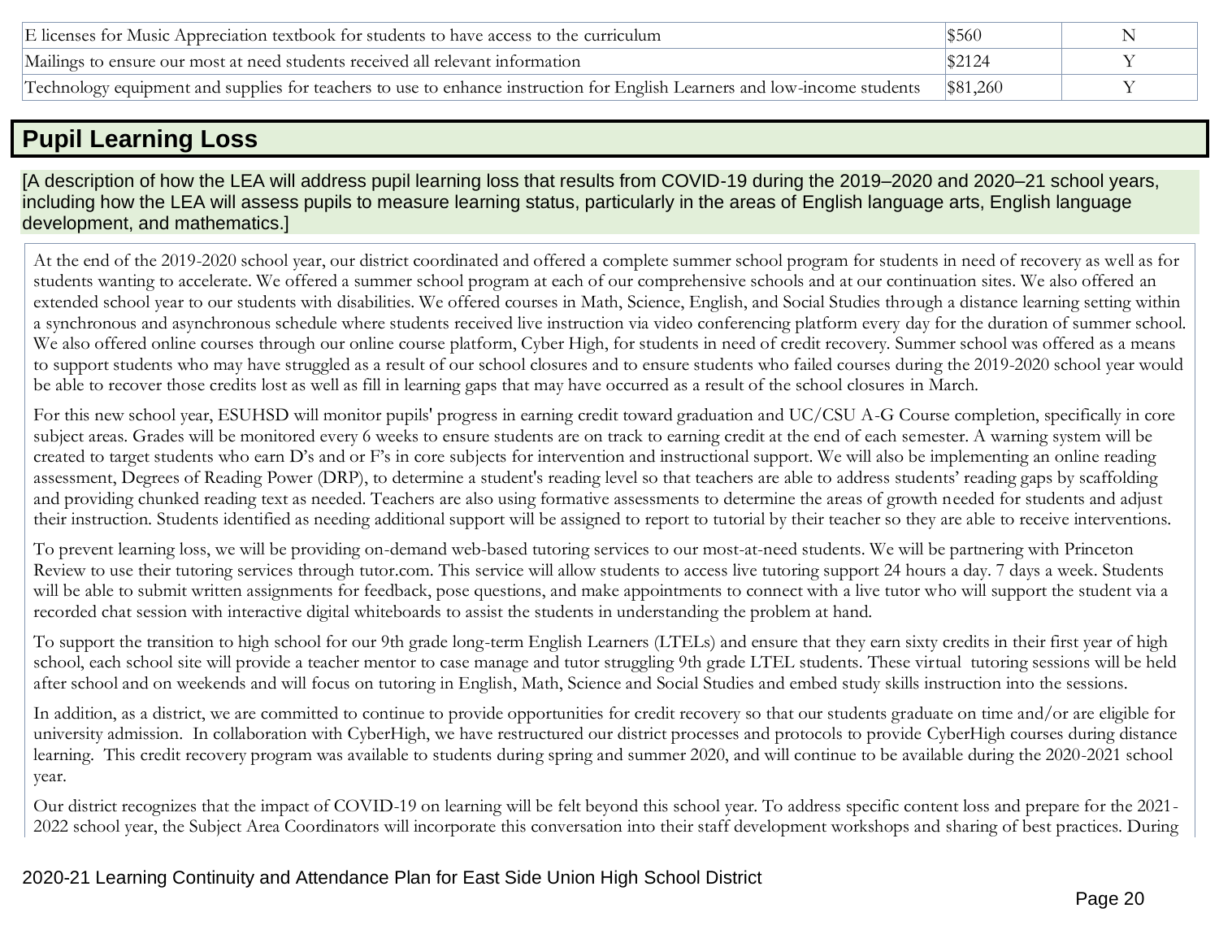| | | |
|---|---|---|
| E licenses for Music Appreciation textbook for students to have access to the curriculum | $560 | N |
| Mailings to ensure our most at need students received all relevant information | $2124 | Y |
| Technology equipment and supplies for teachers to use to enhance instruction for English Learners and low-income students | $81,260 | Y |

## Pupil Learning Loss

[A description of how the LEA will address pupil learning loss that results from COVID-19 during the 2019–2020 and 2020–21 school years, including how the LEA will assess pupils to measure learning status, particularly in the areas of English language arts, English language development, and mathematics.]

At the end of the 2019-2020 school year, our district coordinated and offered a complete summer school program for students in need of recovery as well as for students wanting to accelerate. We offered a summer school program at each of our comprehensive schools and at our continuation sites. We also offered an extended school year to our students with disabilities. We offered courses in Math, Science, English, and Social Studies through a distance learning setting within a synchronous and asynchronous schedule where students received live instruction via video conferencing platform every day for the duration of summer school. We also offered online courses through our online course platform, Cyber High, for students in need of credit recovery. Summer school was offered as a means to support students who may have struggled as a result of our school closures and to ensure students who failed courses during the 2019-2020 school year would be able to recover those credits lost as well as fill in learning gaps that may have occurred as a result of the school closures in March.

For this new school year, ESUHSD will monitor pupils' progress in earning credit toward graduation and UC/CSU A-G Course completion, specifically in core subject areas. Grades will be monitored every 6 weeks to ensure students are on track to earning credit at the end of each semester. A warning system will be created to target students who earn D's and or F's in core subjects for intervention and instructional support. We will also be implementing an online reading assessment, Degrees of Reading Power (DRP), to determine a student's reading level so that teachers are able to address students' reading gaps by scaffolding and providing chunked reading text as needed. Teachers are also using formative assessments to determine the areas of growth needed for students and adjust their instruction. Students identified as needing additional support will be assigned to report to tutorial by their teacher so they are able to receive interventions.

To prevent learning loss, we will be providing on-demand web-based tutoring services to our most-at-need students. We will be partnering with Princeton Review to use their tutoring services through tutor.com. This service will allow students to access live tutoring support 24 hours a day. 7 days a week. Students will be able to submit written assignments for feedback, pose questions, and make appointments to connect with a live tutor who will support the student via a recorded chat session with interactive digital whiteboards to assist the students in understanding the problem at hand.

To support the transition to high school for our 9th grade long-term English Learners (LTELs) and ensure that they earn sixty credits in their first year of high school, each school site will provide a teacher mentor to case manage and tutor struggling 9th grade LTEL students. These virtual tutoring sessions will be held after school and on weekends and will focus on tutoring in English, Math, Science and Social Studies and embed study skills instruction into the sessions.

In addition, as a district, we are committed to continue to provide opportunities for credit recovery so that our students graduate on time and/or are eligible for university admission. In collaboration with CyberHigh, we have restructured our district processes and protocols to provide CyberHigh courses during distance learning. This credit recovery program was available to students during spring and summer 2020, and will continue to be available during the 2020-2021 school year.

Our district recognizes that the impact of COVID-19 on learning will be felt beyond this school year. To address specific content loss and prepare for the 2021-2022 school year, the Subject Area Coordinators will incorporate this conversation into their staff development workshops and sharing of best practices. During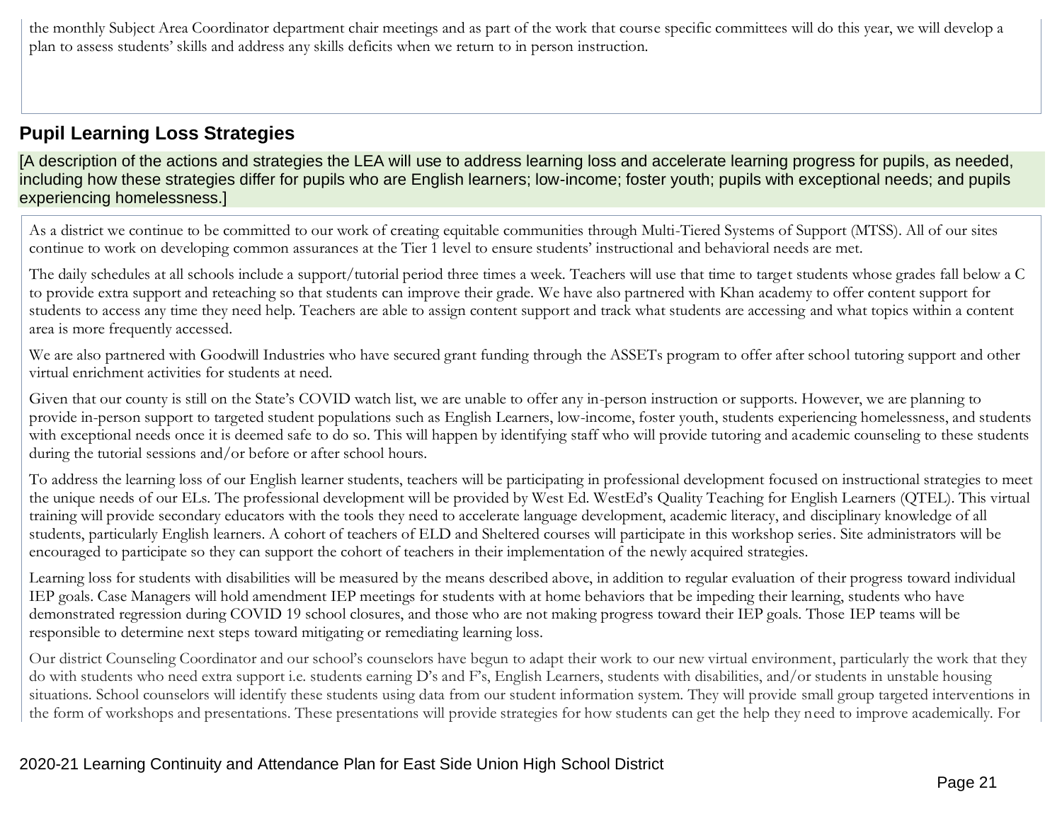the monthly Subject Area Coordinator department chair meetings and as part of the work that course specific committees will do this year, we will develop a plan to assess students' skills and address any skills deficits when we return to in person instruction.

## Pupil Learning Loss Strategies

[A description of the actions and strategies the LEA will use to address learning loss and accelerate learning progress for pupils, as needed, including how these strategies differ for pupils who are English learners; low-income; foster youth; pupils with exceptional needs; and pupils experiencing homelessness.]

As a district we continue to be committed to our work of creating equitable communities through Multi-Tiered Systems of Support (MTSS). All of our sites continue to work on developing common assurances at the Tier 1 level to ensure students' instructional and behavioral needs are met.

The daily schedules at all schools include a support/tutorial period three times a week. Teachers will use that time to target students whose grades fall below a C to provide extra support and reteaching so that students can improve their grade. We have also partnered with Khan academy to offer content support for students to access any time they need help. Teachers are able to assign content support and track what students are accessing and what topics within a content area is more frequently accessed.

We are also partnered with Goodwill Industries who have secured grant funding through the ASSETs program to offer after school tutoring support and other virtual enrichment activities for students at need.

Given that our county is still on the State's COVID watch list, we are unable to offer any in-person instruction or supports. However, we are planning to provide in-person support to targeted student populations such as English Learners, low-income, foster youth, students experiencing homelessness, and students with exceptional needs once it is deemed safe to do so. This will happen by identifying staff who will provide tutoring and academic counseling to these students during the tutorial sessions and/or before or after school hours.

To address the learning loss of our English learner students, teachers will be participating in professional development focused on instructional strategies to meet the unique needs of our ELs. The professional development will be provided by West Ed. WestEd's Quality Teaching for English Learners (QTEL). This virtual training will provide secondary educators with the tools they need to accelerate language development, academic literacy, and disciplinary knowledge of all students, particularly English learners. A cohort of teachers of ELD and Sheltered courses will participate in this workshop series. Site administrators will be encouraged to participate so they can support the cohort of teachers in their implementation of the newly acquired strategies.

Learning loss for students with disabilities will be measured by the means described above, in addition to regular evaluation of their progress toward individual IEP goals. Case Managers will hold amendment IEP meetings for students with at home behaviors that be impeding their learning, students who have demonstrated regression during COVID 19 school closures, and those who are not making progress toward their IEP goals. Those IEP teams will be responsible to determine next steps toward mitigating or remediating learning loss.

Our district Counseling Coordinator and our school's counselors have begun to adapt their work to our new virtual environment, particularly the work that they do with students who need extra support i.e. students earning D's and F's, English Learners, students with disabilities, and/or students in unstable housing situations. School counselors will identify these students using data from our student information system. They will provide small group targeted interventions in the form of workshops and presentations. These presentations will provide strategies for how students can get the help they need to improve academically. For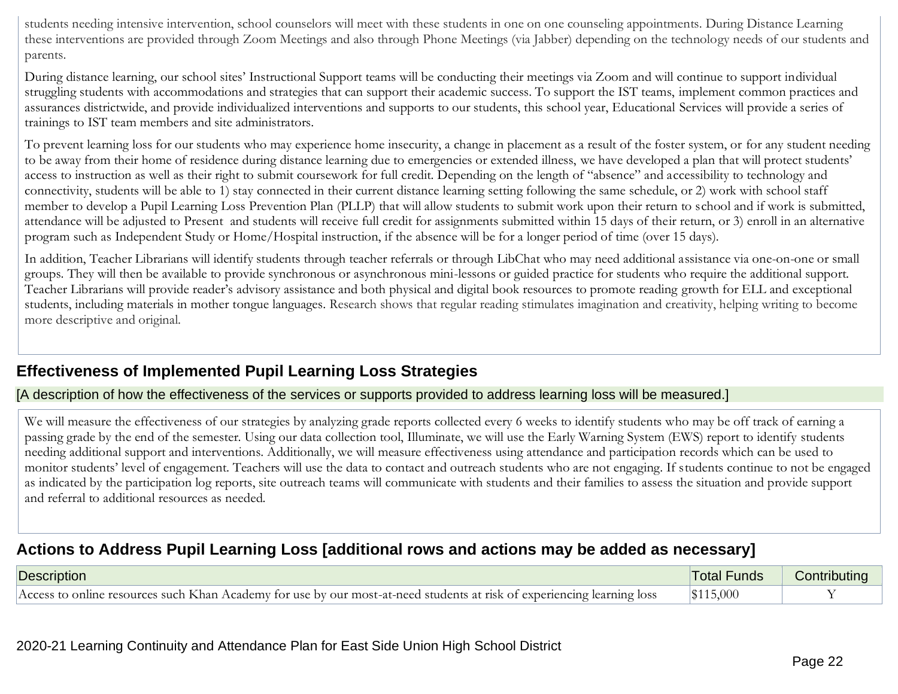students needing intensive intervention, school counselors will meet with these students in one on one counseling appointments. During Distance Learning these interventions are provided through Zoom Meetings and also through Phone Meetings (via Jabber) depending on the technology needs of our students and parents.

During distance learning, our school sites' Instructional Support teams will be conducting their meetings via Zoom and will continue to support individual struggling students with accommodations and strategies that can support their academic success. To support the IST teams, implement common practices and assurances districtwide, and provide individualized interventions and supports to our students, this school year, Educational Services will provide a series of trainings to IST team members and site administrators.

To prevent learning loss for our students who may experience home insecurity, a change in placement as a result of the foster system, or for any student needing to be away from their home of residence during distance learning due to emergencies or extended illness, we have developed a plan that will protect students' access to instruction as well as their right to submit coursework for full credit. Depending on the length of "absence" and accessibility to technology and connectivity, students will be able to 1) stay connected in their current distance learning setting following the same schedule, or 2) work with school staff member to develop a Pupil Learning Loss Prevention Plan (PLLP) that will allow students to submit work upon their return to school and if work is submitted, attendance will be adjusted to Present and students will receive full credit for assignments submitted within 15 days of their return, or 3) enroll in an alternative program such as Independent Study or Home/Hospital instruction, if the absence will be for a longer period of time (over 15 days).

In addition, Teacher Librarians will identify students through teacher referrals or through LibChat who may need additional assistance via one-on-one or small groups. They will then be available to provide synchronous or asynchronous mini-lessons or guided practice for students who require the additional support. Teacher Librarians will provide reader's advisory assistance and both physical and digital book resources to promote reading growth for ELL and exceptional students, including materials in mother tongue languages. Research shows that regular reading stimulates imagination and creativity, helping writing to become more descriptive and original.

## Effectiveness of Implemented Pupil Learning Loss Strategies

[A description of how the effectiveness of the services or supports provided to address learning loss will be measured.]

We will measure the effectiveness of our strategies by analyzing grade reports collected every 6 weeks to identify students who may be off track of earning a passing grade by the end of the semester. Using our data collection tool, Illuminate, we will use the Early Warning System (EWS) report to identify students needing additional support and interventions. Additionally, we will measure effectiveness using attendance and participation records which can be used to monitor students' level of engagement. Teachers will use the data to contact and outreach students who are not engaging. If students continue to not be engaged as indicated by the participation log reports, site outreach teams will communicate with students and their families to assess the situation and provide support and referral to additional resources as needed.

## Actions to Address Pupil Learning Loss [additional rows and actions may be added as necessary]

| Description | Total Funds | Contributing |
|---|---|---|
| Access to online resources such Khan Academy for use by our most-at-need students at risk of experiencing learning loss | $115,000 | Y |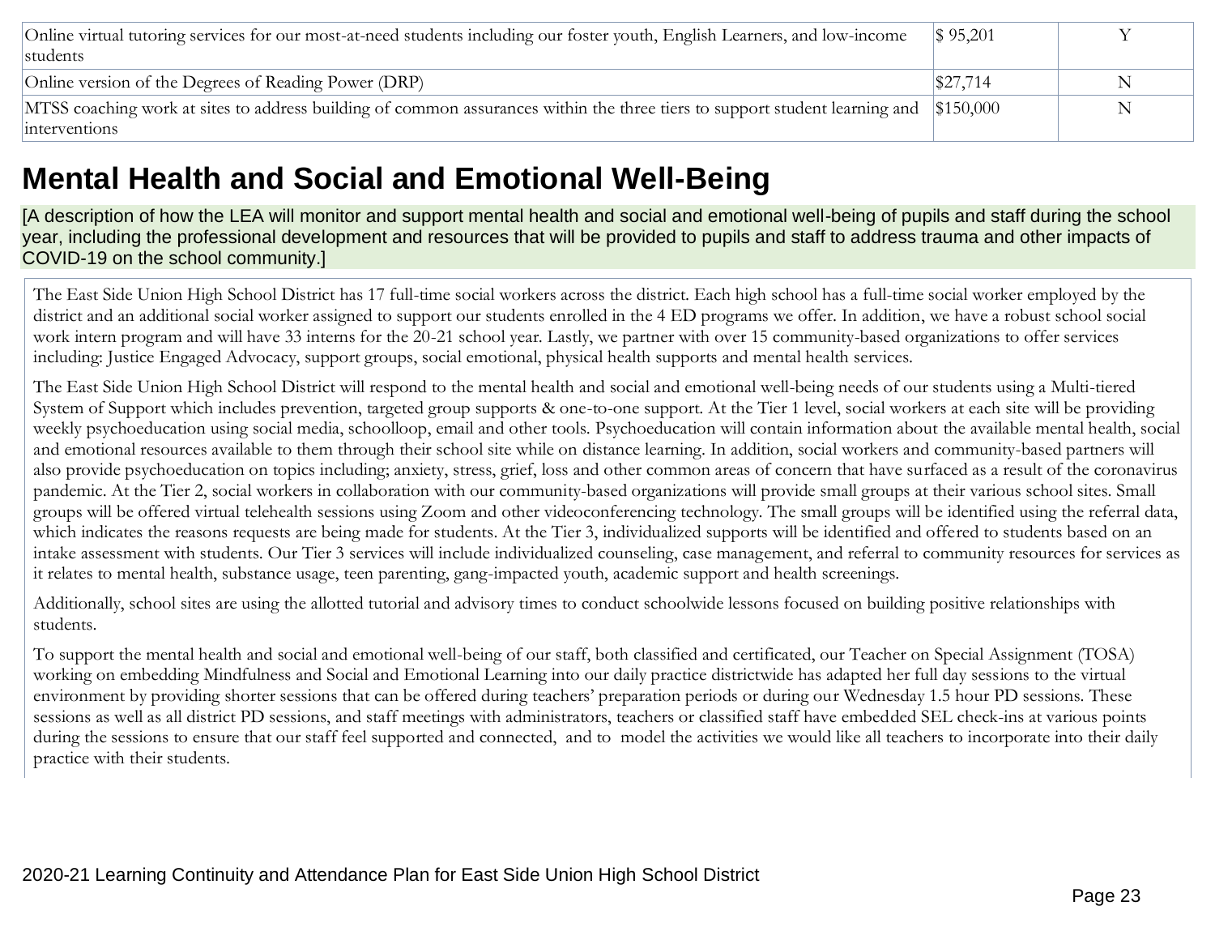| Description | Total Funds | Contributing |
| --- | --- | --- |
| Online virtual tutoring services for our most-at-need students including our foster youth, English Learners, and low-income students | $ 95,201 | Y |
| Online version of the Degrees of Reading Power (DRP) | $27,714 | N |
| MTSS coaching work at sites to address building of common assurances within the three tiers to support student learning and interventions | $150,000 | N |

## Mental Health and Social and Emotional Well-Being

[A description of how the LEA will monitor and support mental health and social and emotional well-being of pupils and staff during the school year, including the professional development and resources that will be provided to pupils and staff to address trauma and other impacts of COVID-19 on the school community.]

The East Side Union High School District has 17 full-time social workers across the district. Each high school has a full-time social worker employed by the district and an additional social worker assigned to support our students enrolled in the 4 ED programs we offer. In addition, we have a robust school social work intern program and will have 33 interns for the 20-21 school year. Lastly, we partner with over 15 community-based organizations to offer services including: Justice Engaged Advocacy, support groups, social emotional, physical health supports and mental health services.

The East Side Union High School District will respond to the mental health and social and emotional well-being needs of our students using a Multi-tiered System of Support which includes prevention, targeted group supports & one-to-one support. At the Tier 1 level, social workers at each site will be providing weekly psychoeducation using social media, schoolloop, email and other tools. Psychoeducation will contain information about the available mental health, social and emotional resources available to them through their school site while on distance learning. In addition, social workers and community-based partners will also provide psychoeducation on topics including; anxiety, stress, grief, loss and other common areas of concern that have surfaced as a result of the coronavirus pandemic. At the Tier 2, social workers in collaboration with our community-based organizations will provide small groups at their various school sites. Small groups will be offered virtual telehealth sessions using Zoom and other videoconferencing technology. The small groups will be identified using the referral data, which indicates the reasons requests are being made for students. At the Tier 3, individualized supports will be identified and offered to students based on an intake assessment with students. Our Tier 3 services will include individualized counseling, case management, and referral to community resources for services as it relates to mental health, substance usage, teen parenting, gang-impacted youth, academic support and health screenings.

Additionally, school sites are using the allotted tutorial and advisory times to conduct schoolwide lessons focused on building positive relationships with students.

To support the mental health and social and emotional well-being of our staff, both classified and certificated, our Teacher on Special Assignment (TOSA) working on embedding Mindfulness and Social and Emotional Learning into our daily practice districtwide has adapted her full day sessions to the virtual environment by providing shorter sessions that can be offered during teachers' preparation periods or during our Wednesday 1.5 hour PD sessions. These sessions as well as all district PD sessions, and staff meetings with administrators, teachers or classified staff have embedded SEL check-ins at various points during the sessions to ensure that our staff feel supported and connected, and to model the activities we would like all teachers to incorporate into their daily practice with their students.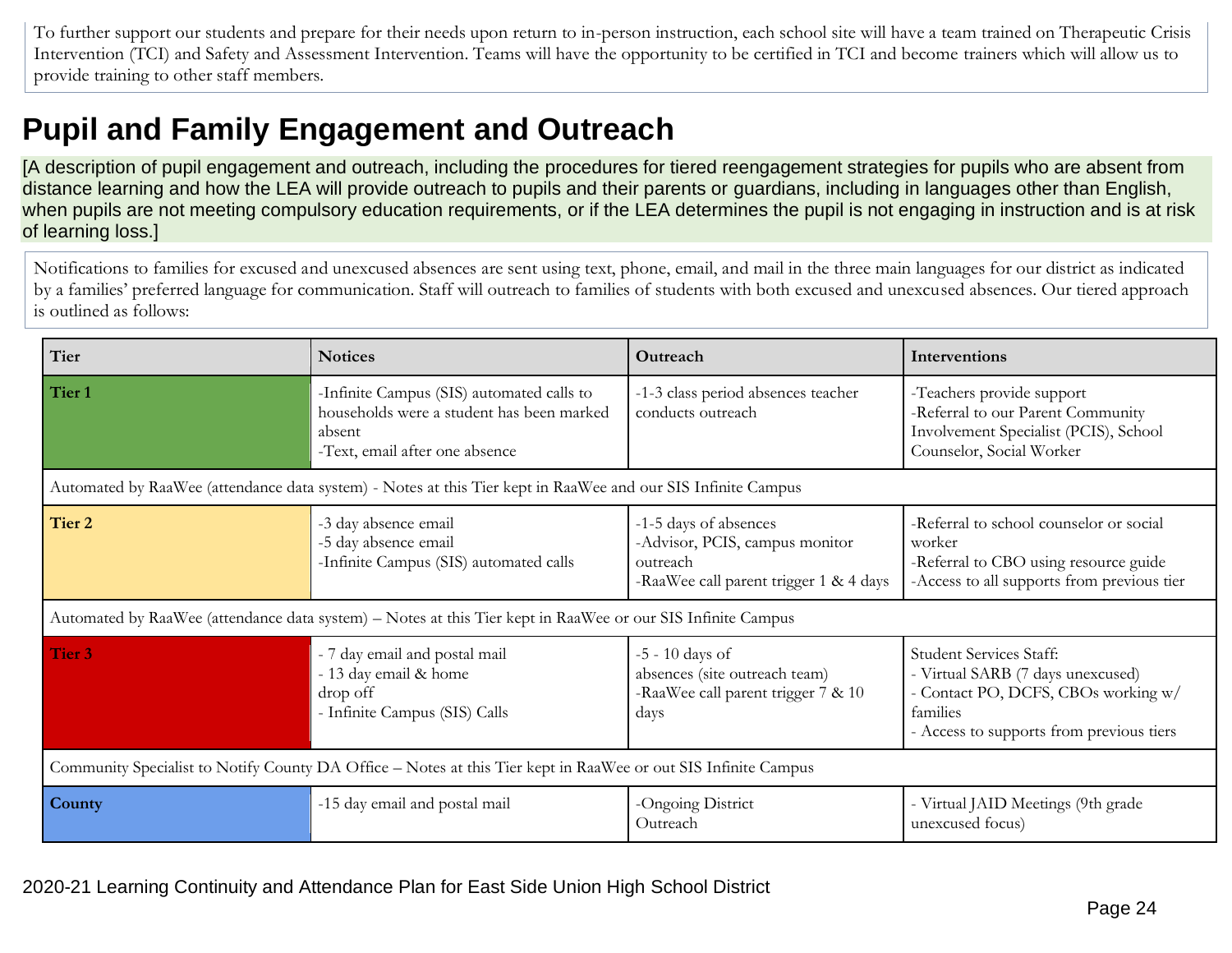To further support our students and prepare for their needs upon return to in-person instruction, each school site will have a team trained on Therapeutic Crisis Intervention (TCI) and Safety and Assessment Intervention. Teams will have the opportunity to be certified in TCI and become trainers which will allow us to provide training to other staff members.

# Pupil and Family Engagement and Outreach

[A description of pupil engagement and outreach, including the procedures for tiered reengagement strategies for pupils who are absent from distance learning and how the LEA will provide outreach to pupils and their parents or guardians, including in languages other than English, when pupils are not meeting compulsory education requirements, or if the LEA determines the pupil is not engaging in instruction and is at risk of learning loss.]

Notifications to families for excused and unexcused absences are sent using text, phone, email, and mail in the three main languages for our district as indicated by a families' preferred language for communication. Staff will outreach to families of students with both excused and unexcused absences. Our tiered approach is outlined as follows:

| Tier | Notices | Outreach | Interventions |
|---|---|---|---|
| **Tier 1** | -Infinite Campus (SIS) automated calls to households were a student has been marked absent<br>-Text, email after one absence | -1-3 class period absences teacher conducts outreach | -Teachers provide support<br>-Referral to our Parent Community Involvement Specialist (PCIS), School Counselor, Social Worker |
| Automated by RaaWee (attendance data system) - Notes at this Tier kept in RaaWee and our SIS Infinite Campus | | | |
| **Tier 2** | -3 day absence email<br>-5 day absence email<br>-Infinite Campus (SIS) automated calls | -1-5 days of absences<br>-Advisor, PCIS, campus monitor outreach<br>-RaaWee call parent trigger 1 & 4 days | -Referral to school counselor or social worker<br>-Referral to CBO using resource guide<br>-Access to all supports from previous tier |
| Automated by RaaWee (attendance data system) – Notes at this Tier kept in RaaWee or our SIS Infinite Campus | | | |
| **Tier 3** | - 7 day email and postal mail<br>- 13 day email & home drop off<br>- Infinite Campus (SIS) Calls | -5 - 10 days of absences (site outreach team)<br>-RaaWee call parent trigger 7 & 10 days | Student Services Staff:<br>- Virtual SARB (7 days unexcused)<br>- Contact PO, DCFS, CBOs working w/ families<br>- Access to supports from previous tiers |
| Community Specialist to Notify County DA Office – Notes at this Tier kept in RaaWee or out SIS Infinite Campus | | | |
| **County** | -15 day email and postal mail | -Ongoing District Outreach | - Virtual JAID Meetings (9th grade unexcused focus) |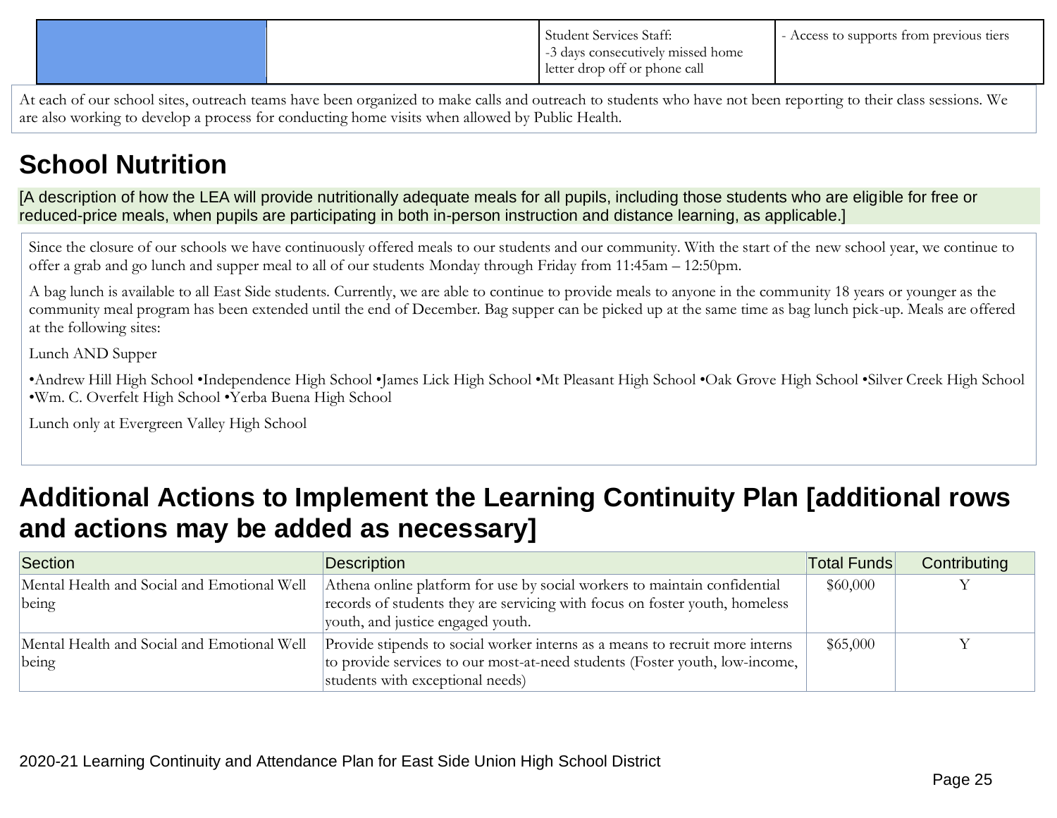| | | Student Services Staff:<br>-3 days consecutively missed home letter drop off or phone call | - Access to supports from previous tiers |
|---|---|---|---|

At each of our school sites, outreach teams have been organized to make calls and outreach to students who have not been reporting to their class sessions. We are also working to develop a process for conducting home visits when allowed by Public Health.

## School Nutrition

[A description of how the LEA will provide nutritionally adequate meals for all pupils, including those students who are eligible for free or reduced-price meals, when pupils are participating in both in-person instruction and distance learning, as applicable.]

Since the closure of our schools we have continuously offered meals to our students and our community. With the start of the new school year, we continue to offer a grab and go lunch and supper meal to all of our students Monday through Friday from 11:45am – 12:50pm.

A bag lunch is available to all East Side students. Currently, we are able to continue to provide meals to anyone in the community 18 years or younger as the community meal program has been extended until the end of December. Bag supper can be picked up at the same time as bag lunch pick-up. Meals are offered at the following sites:

Lunch AND Supper

•Andrew Hill High School •Independence High School •James Lick High School •Mt Pleasant High School •Oak Grove High School •Silver Creek High School •Wm. C. Overfelt High School •Yerba Buena High School

Lunch only at Evergreen Valley High School

## Additional Actions to Implement the Learning Continuity Plan [additional rows and actions may be added as necessary]

| Section | Description | Total Funds | Contributing |
|---|---|---|---|
| Mental Health and Social and Emotional Well being | Athena online platform for use by social workers to maintain confidential records of students they are servicing with focus on foster youth, homeless youth, and justice engaged youth. | $60,000 | Y |
| Mental Health and Social and Emotional Well being | Provide stipends to social worker interns as a means to recruit more interns to provide services to our most-at-need students (Foster youth, low-income, students with exceptional needs) | $65,000 | Y |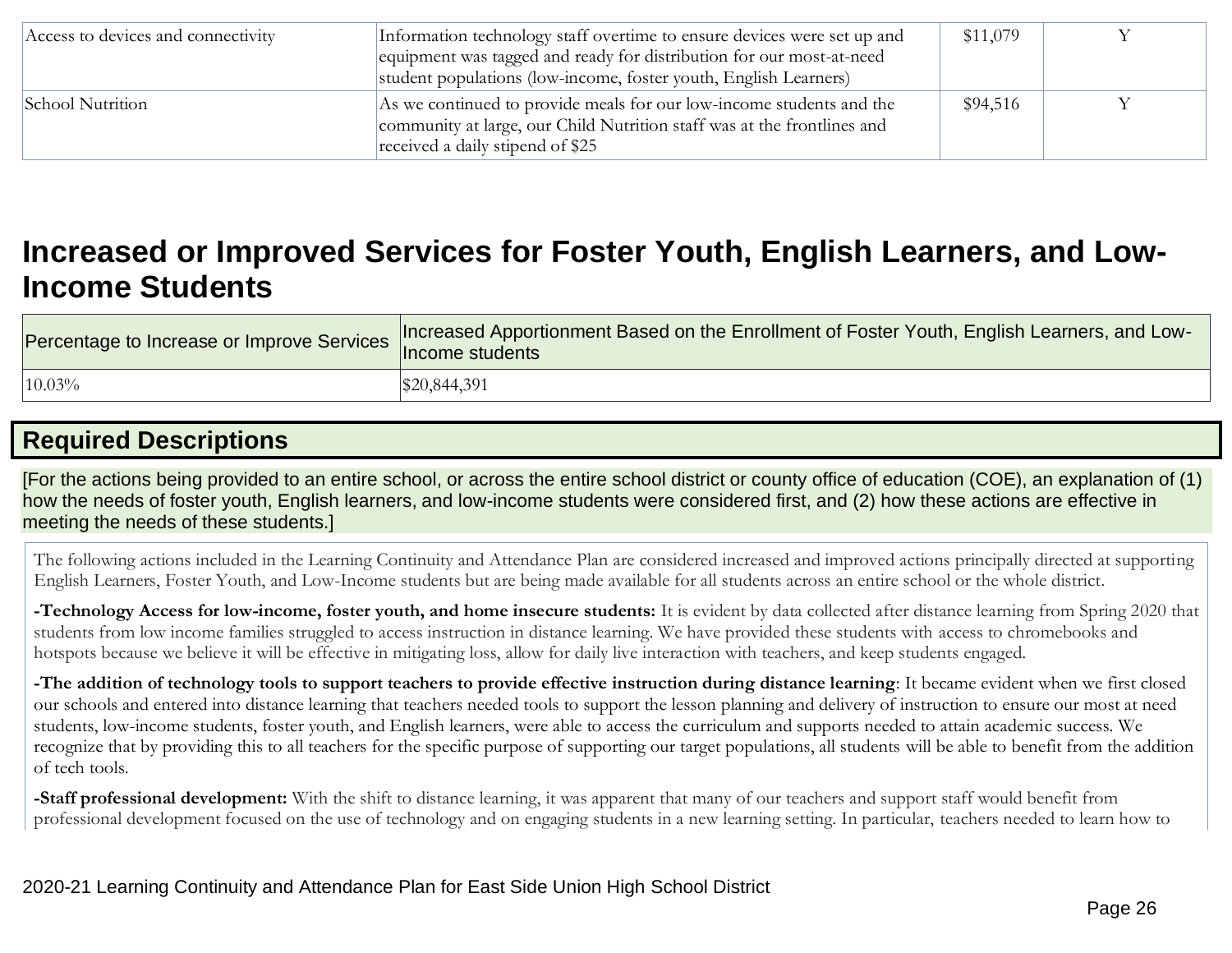| Access to devices and connectivity | Information technology staff overtime to ensure devices were set up and equipment was tagged and ready for distribution for our most-at-need student populations (low-income, foster youth, English Learners) | $11,079 | Y |
|---|---|---|---|
| School Nutrition | As we continued to provide meals for our low-income students and the community at large, our Child Nutrition staff was at the frontlines and received a daily stipend of $25 | $94,516 | Y |

# Increased or Improved Services for Foster Youth, English Learners, and Low-Income Students

| Percentage to Increase or Improve Services | Increased Apportionment Based on the Enrollment of Foster Youth, English Learners, and Low-Income students |
|---|---|
| 10.03% | $20,844,391 |

## Required Descriptions

[For the actions being provided to an entire school, or across the entire school district or county office of education (COE), an explanation of (1) how the needs of foster youth, English learners, and low-income students were considered first, and (2) how these actions are effective in meeting the needs of these students.]

The following actions included in the Learning Continuity and Attendance Plan are considered increased and improved actions principally directed at supporting English Learners, Foster Youth, and Low-Income students but are being made available for all students across an entire school or the whole district.

**-Technology Access for low-income, foster youth, and home insecure students:** It is evident by data collected after distance learning from Spring 2020 that students from low income families struggled to access instruction in distance learning. We have provided these students with access to chromebooks and hotspots because we believe it will be effective in mitigating loss, allow for daily live interaction with teachers, and keep students engaged.

**-The addition of technology tools to support teachers to provide effective instruction during distance learning**: It became evident when we first closed our schools and entered into distance learning that teachers needed tools to support the lesson planning and delivery of instruction to ensure our most at need students, low-income students, foster youth, and English learners, were able to access the curriculum and supports needed to attain academic success. We recognize that by providing this to all teachers for the specific purpose of supporting our target populations, all students will be able to benefit from the addition of tech tools.

**-Staff professional development:** With the shift to distance learning, it was apparent that many of our teachers and support staff would benefit from professional development focused on the use of technology and on engaging students in a new learning setting. In particular, teachers needed to learn how to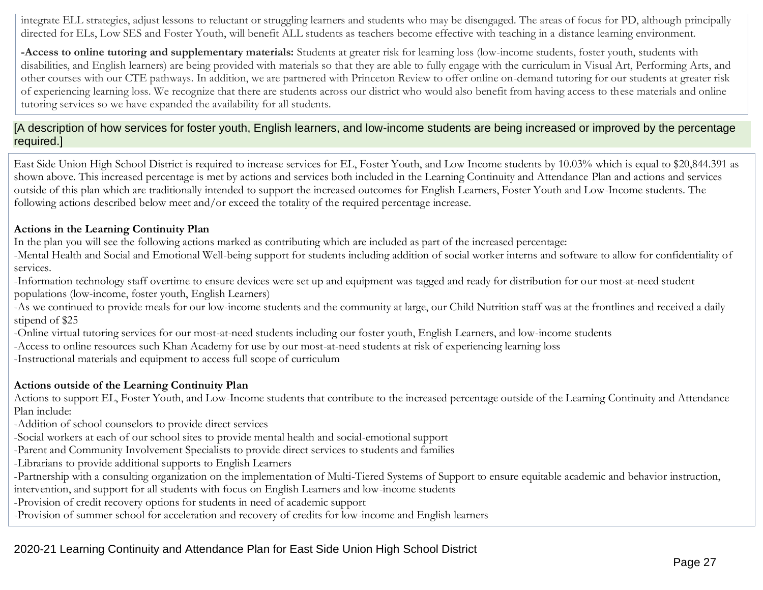integrate ELL strategies, adjust lessons to reluctant or struggling learners and students who may be disengaged. The areas of focus for PD, although principally directed for ELs, Low SES and Foster Youth, will benefit ALL students as teachers become effective with teaching in a distance learning environment.

**-Access to online tutoring and supplementary materials:** Students at greater risk for learning loss (low-income students, foster youth, students with disabilities, and English learners) are being provided with materials so that they are able to fully engage with the curriculum in Visual Art, Performing Arts, and other courses with our CTE pathways. In addition, we are partnered with Princeton Review to offer online on-demand tutoring for our students at greater risk of experiencing learning loss. We recognize that there are students across our district who would also benefit from having access to these materials and online tutoring services so we have expanded the availability for all students.

[A description of how services for foster youth, English learners, and low-income students are being increased or improved by the percentage required.]

East Side Union High School District is required to increase services for EL, Foster Youth, and Low Income students by 10.03% which is equal to $20,844.391 as shown above. This increased percentage is met by actions and services both included in the Learning Continuity and Attendance Plan and actions and services outside of this plan which are traditionally intended to support the increased outcomes for English Learners, Foster Youth and Low-Income students. The following actions described below meet and/or exceed the totality of the required percentage increase.

**Actions in the Learning Continuity Plan**

In the plan you will see the following actions marked as contributing which are included as part of the increased percentage:

- Mental Health and Social and Emotional Well-being support for students including addition of social worker interns and software to allow for confidentiality of services.
- Information technology staff overtime to ensure devices were set up and equipment was tagged and ready for distribution for our most-at-need student populations (low-income, foster youth, English Learners)
- As we continued to provide meals for our low-income students and the community at large, our Child Nutrition staff was at the frontlines and received a daily stipend of $25
- Online virtual tutoring services for our most-at-need students including our foster youth, English Learners, and low-income students
- Access to online resources such Khan Academy for use by our most-at-need students at risk of experiencing learning loss
- Instructional materials and equipment to access full scope of curriculum

**Actions outside of the Learning Continuity Plan**

Actions to support EL, Foster Youth, and Low-Income students that contribute to the increased percentage outside of the Learning Continuity and Attendance Plan include:

- Addition of school counselors to provide direct services
- Social workers at each of our school sites to provide mental health and social-emotional support
- Parent and Community Involvement Specialists to provide direct services to students and families
- Librarians to provide additional supports to English Learners
- Partnership with a consulting organization on the implementation of Multi-Tiered Systems of Support to ensure equitable academic and behavior instruction, intervention, and support for all students with focus on English Learners and low-income students
- Provision of credit recovery options for students in need of academic support
- Provision of summer school for acceleration and recovery of credits for low-income and English learners